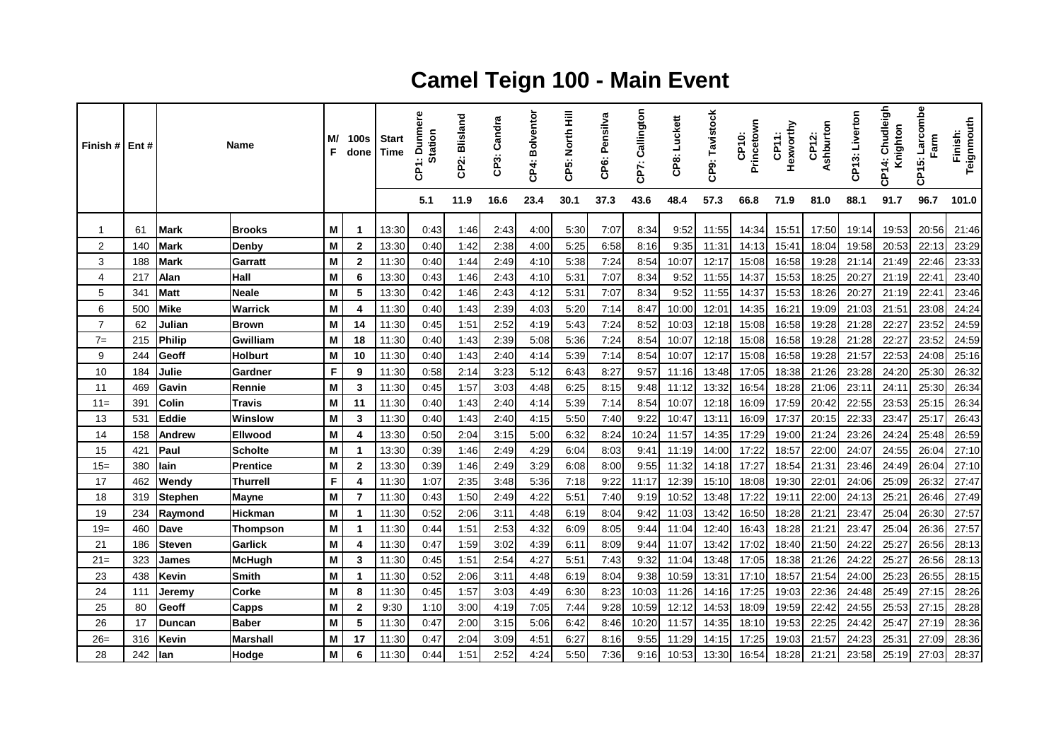# Camel Teign 100 - Main Event

| Finish # | Ent # | Name | | M/F | 100s done | Start Time | CP1: Dunmere Station | CP2: Blisland | CP3: Candra | CP4: Bolventor | CP5: North Hill | CP6: Pensilva | CP7: Callington | CP8: Luckett | CP9: Tavistock | CP10: Princetown | CP11: Hexworthy | CP12: Ashburton | CP13: Liverton | CP14: Chudleigh Knighton | CP15: Larcombe Farm | Finish: Teignmouth |
|---|---|---|---|---|---|---|---|---|---|---|---|---|---|---|---|---|---|---|---|---|---|---|
| | | | | | | | 5.1 | 11.9 | 16.6 | 23.4 | 30.1 | 37.3 | 43.6 | 48.4 | 57.3 | 66.8 | 71.9 | 81.0 | 88.1 | 91.7 | 96.7 | 101.0 |
| 1 | 61 | **Mark** | **Brooks** | **M** | **1** | 13:30 | 0:43 | 1:46 | 2:43 | 4:00 | 5:30 | 7:07 | 8:34 | 9:52 | 11:55 | 14:34 | 15:51 | 17:50 | 19:14 | 19:53 | 20:56 | 21:46 |
| 2 | 140 | **Mark** | **Denby** | **M** | **2** | 13:30 | 0:40 | 1:42 | 2:38 | 4:00 | 5:25 | 6:58 | 8:16 | 9:35 | 11:31 | 14:13 | 15:41 | 18:04 | 19:58 | 20:53 | 22:13 | 23:29 |
| 3 | 188 | **Mark** | **Garratt** | **M** | **2** | 11:30 | 0:40 | 1:44 | 2:49 | 4:10 | 5:38 | 7:24 | 8:54 | 10:07 | 12:17 | 15:08 | 16:58 | 19:28 | 21:14 | 21:49 | 22:46 | 23:33 |
| 4 | 217 | **Alan** | **Hall** | **M** | **6** | 13:30 | 0:43 | 1:46 | 2:43 | 4:10 | 5:31 | 7:07 | 8:34 | 9:52 | 11:55 | 14:37 | 15:53 | 18:25 | 20:27 | 21:19 | 22:41 | 23:40 |
| 5 | 341 | **Matt** | **Neale** | **M** | **5** | 13:30 | 0:42 | 1:46 | 2:43 | 4:12 | 5:31 | 7:07 | 8:34 | 9:52 | 11:55 | 14:37 | 15:53 | 18:26 | 20:27 | 21:19 | 22:41 | 23:46 |
| 6 | 500 | **Mike** | **Warrick** | **M** | **4** | 11:30 | 0:40 | 1:43 | 2:39 | 4:03 | 5:20 | 7:14 | 8:47 | 10:00 | 12:01 | 14:35 | 16:21 | 19:09 | 21:03 | 21:51 | 23:08 | 24:24 |
| 7 | 62 | **Julian** | **Brown** | **M** | **14** | 11:30 | 0:45 | 1:51 | 2:52 | 4:19 | 5:43 | 7:24 | 8:52 | 10:03 | 12:18 | 15:08 | 16:58 | 19:28 | 21:28 | 22:27 | 23:52 | 24:59 |
| 7= | 215 | **Philip** | **Gwilliam** | **M** | **18** | 11:30 | 0:40 | 1:43 | 2:39 | 5:08 | 5:36 | 7:24 | 8:54 | 10:07 | 12:18 | 15:08 | 16:58 | 19:28 | 21:28 | 22:27 | 23:52 | 24:59 |
| 9 | 244 | **Geoff** | **Holburt** | **M** | **10** | 11:30 | 0:40 | 1:43 | 2:40 | 4:14 | 5:39 | 7:14 | 8:54 | 10:07 | 12:17 | 15:08 | 16:58 | 19:28 | 21:57 | 22:53 | 24:08 | 25:16 |
| 10 | 184 | **Julie** | **Gardner** | **F** | **9** | 11:30 | 0:58 | 2:14 | 3:23 | 5:12 | 6:43 | 8:27 | 9:57 | 11:16 | 13:48 | 17:05 | 18:38 | 21:26 | 23:28 | 24:20 | 25:30 | 26:32 |
| 11 | 469 | **Gavin** | **Rennie** | **M** | **3** | 11:30 | 0:45 | 1:57 | 3:03 | 4:48 | 6:25 | 8:15 | 9:48 | 11:12 | 13:32 | 16:54 | 18:28 | 21:06 | 23:11 | 24:11 | 25:30 | 26:34 |
| 11= | 391 | **Colin** | **Travis** | **M** | **11** | 11:30 | 0:40 | 1:43 | 2:40 | 4:14 | 5:39 | 7:14 | 8:54 | 10:07 | 12:18 | 16:09 | 17:59 | 20:42 | 22:55 | 23:53 | 25:15 | 26:34 |
| 13 | 531 | **Eddie** | **Winslow** | **M** | **3** | 11:30 | 0:40 | 1:43 | 2:40 | 4:15 | 5:50 | 7:40 | 9:22 | 10:47 | 13:11 | 16:09 | 17:37 | 20:15 | 22:33 | 23:47 | 25:17 | 26:43 |
| 14 | 158 | **Andrew** | **Ellwood** | **M** | **4** | 13:30 | 0:50 | 2:04 | 3:15 | 5:00 | 6:32 | 8:24 | 10:24 | 11:57 | 14:35 | 17:29 | 19:00 | 21:24 | 23:26 | 24:24 | 25:48 | 26:59 |
| 15 | 421 | **Paul** | **Scholte** | **M** | **1** | 13:30 | 0:39 | 1:46 | 2:49 | 4:29 | 6:04 | 8:03 | 9:41 | 11:19 | 14:00 | 17:22 | 18:57 | 22:00 | 24:07 | 24:55 | 26:04 | 27:10 |
| 15= | 380 | **Iain** | **Prentice** | **M** | **2** | 13:30 | 0:39 | 1:46 | 2:49 | 3:29 | 6:08 | 8:00 | 9:55 | 11:32 | 14:18 | 17:27 | 18:54 | 21:31 | 23:46 | 24:49 | 26:04 | 27:10 |
| 17 | 462 | **Wendy** | **Thurrell** | **F** | **4** | 11:30 | 1:07 | 2:35 | 3:48 | 5:36 | 7:18 | 9:22 | 11:17 | 12:39 | 15:10 | 18:08 | 19:30 | 22:01 | 24:06 | 25:09 | 26:32 | 27:47 |
| 18 | 319 | **Stephen** | **Mayne** | **M** | **7** | 11:30 | 0:43 | 1:50 | 2:49 | 4:22 | 5:51 | 7:40 | 9:19 | 10:52 | 13:48 | 17:22 | 19:11 | 22:00 | 24:13 | 25:21 | 26:46 | 27:49 |
| 19 | 234 | **Raymond** | **Hickman** | **M** | **1** | 11:30 | 0:52 | 2:06 | 3:11 | 4:48 | 6:19 | 8:04 | 9:42 | 11:03 | 13:42 | 16:50 | 18:28 | 21:21 | 23:47 | 25:04 | 26:30 | 27:57 |
| 19= | 460 | **Dave** | **Thompson** | **M** | **1** | 11:30 | 0:44 | 1:51 | 2:53 | 4:32 | 6:09 | 8:05 | 9:44 | 11:04 | 12:40 | 16:43 | 18:28 | 21:21 | 23:47 | 25:04 | 26:36 | 27:57 |
| 21 | 186 | **Steven** | **Garlick** | **M** | **4** | 11:30 | 0:47 | 1:59 | 3:02 | 4:39 | 6:11 | 8:09 | 9:44 | 11:07 | 13:42 | 17:02 | 18:40 | 21:50 | 24:22 | 25:27 | 26:56 | 28:13 |
| 21= | 323 | **James** | **McHugh** | **M** | **3** | 11:30 | 0:45 | 1:51 | 2:54 | 4:27 | 5:51 | 7:43 | 9:32 | 11:04 | 13:48 | 17:05 | 18:38 | 21:26 | 24:22 | 25:27 | 26:56 | 28:13 |
| 23 | 438 | **Kevin** | **Smith** | **M** | **1** | 11:30 | 0:52 | 2:06 | 3:11 | 4:48 | 6:19 | 8:04 | 9:38 | 10:59 | 13:31 | 17:10 | 18:57 | 21:54 | 24:00 | 25:23 | 26:55 | 28:15 |
| 24 | 111 | **Jeremy** | **Corke** | **M** | **8** | 11:30 | 0:45 | 1:57 | 3:03 | 4:49 | 6:30 | 8:23 | 10:03 | 11:26 | 14:16 | 17:25 | 19:03 | 22:36 | 24:48 | 25:49 | 27:15 | 28:26 |
| 25 | 80 | **Geoff** | **Capps** | **M** | **2** | 9:30 | 1:10 | 3:00 | 4:19 | 7:05 | 7:44 | 9:28 | 10:59 | 12:12 | 14:53 | 18:09 | 19:59 | 22:42 | 24:55 | 25:53 | 27:15 | 28:28 |
| 26 | 17 | **Duncan** | **Baber** | **M** | **5** | 11:30 | 0:47 | 2:00 | 3:15 | 5:06 | 6:42 | 8:46 | 10:20 | 11:57 | 14:35 | 18:10 | 19:53 | 22:25 | 24:42 | 25:47 | 27:19 | 28:36 |
| 26= | 316 | **Kevin** | **Marshall** | **M** | **17** | 11:30 | 0:47 | 2:04 | 3:09 | 4:51 | 6:27 | 8:16 | 9:55 | 11:29 | 14:15 | 17:25 | 19:03 | 21:57 | 24:23 | 25:31 | 27:09 | 28:36 |
| 28 | 242 | **Ian** | **Hodge** | **M** | **6** | 11:30 | 0:44 | 1:51 | 2:52 | 4:24 | 5:50 | 7:36 | 9:16 | 10:53 | 13:30 | 16:54 | 18:28 | 21:21 | 23:58 | 25:19 | 27:03 | 28:37 |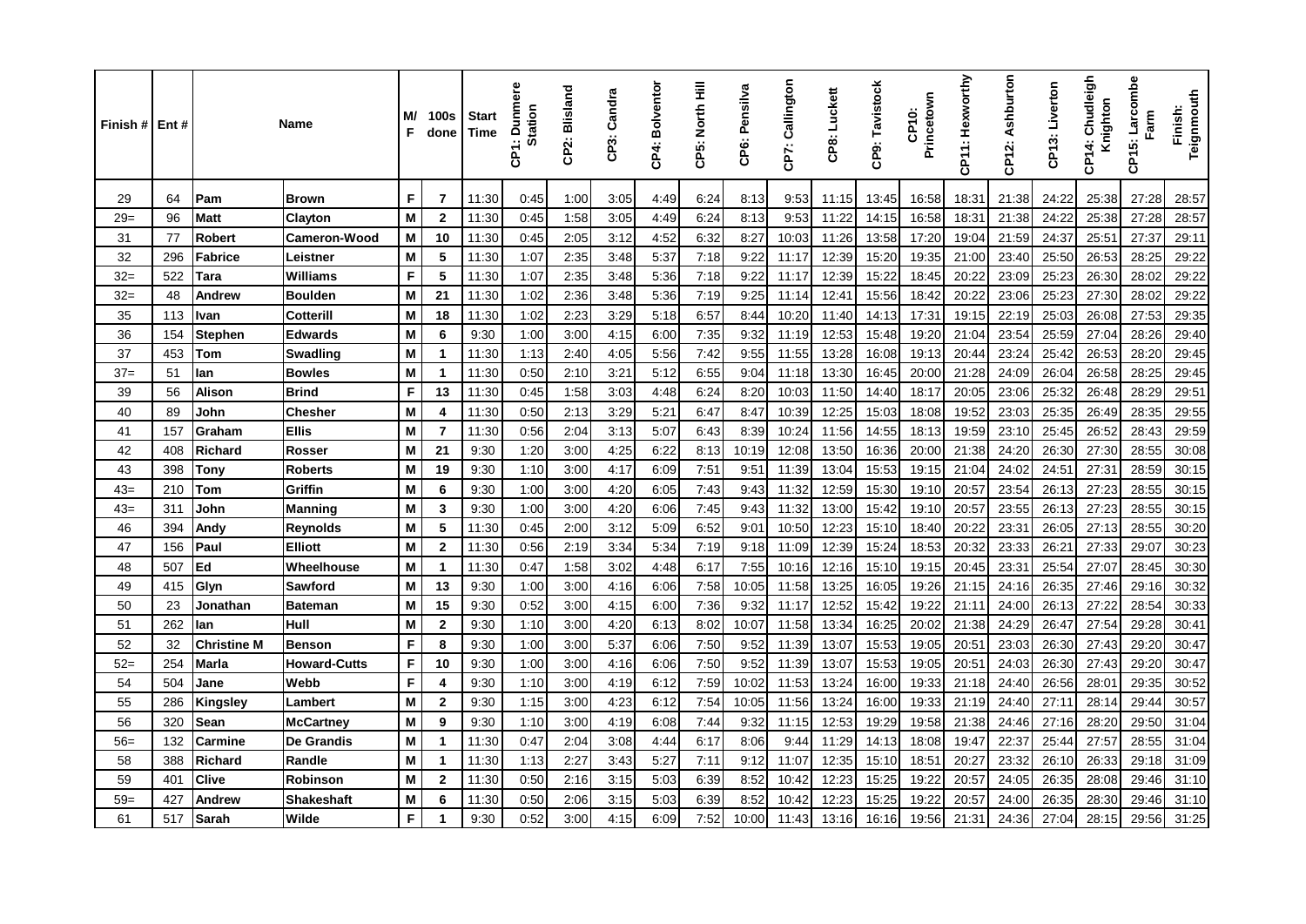| Finish # | Ent # | Name | | M/F | 100s done | Start Time | CP1: Dunmere Station | CP2: Blisland | CP3: Candra | CP4: Bolventor | CP5: North Hill | CP6: Pensilva | CP7: Callington | CP8: Luckett | CP9: Tavistock | CP10: Princetown | CP11: Hexworthy | CP12: Ashburton | CP13: Liverton | CP14: Chudleigh Knighton | CP15: Larcombe Farm | Finish: Teignmouth |
|---|---|---|---|---|---|---|---|---|---|---|---|---|---|---|---|---|---|---|---|---|---|---|
| 29 | 64 | Pam | Brown | F | 7 | 11:30 | 0:45 | 1:00 | 3:05 | 4:49 | 6:24 | 8:13 | 9:53 | 11:15 | 13:45 | 16:58 | 18:31 | 21:38 | 24:22 | 25:38 | 27:28 | 28:57 |
| 29= | 96 | Matt | Clayton | M | 2 | 11:30 | 0:45 | 1:58 | 3:05 | 4:49 | 6:24 | 8:13 | 9:53 | 11:22 | 14:15 | 16:58 | 18:31 | 21:38 | 24:22 | 25:38 | 27:28 | 28:57 |
| 31 | 77 | Robert | Cameron-Wood | M | 10 | 11:30 | 0:45 | 2:05 | 3:12 | 4:52 | 6:32 | 8:27 | 10:03 | 11:26 | 13:58 | 17:20 | 19:04 | 21:59 | 24:37 | 25:51 | 27:37 | 29:11 |
| 32 | 296 | Fabrice | Leistner | M | 5 | 11:30 | 1:07 | 2:35 | 3:48 | 5:37 | 7:18 | 9:22 | 11:17 | 12:39 | 15:20 | 19:35 | 21:00 | 23:40 | 25:50 | 26:53 | 28:25 | 29:22 |
| 32= | 522 | Tara | Williams | F | 5 | 11:30 | 1:07 | 2:35 | 3:48 | 5:36 | 7:18 | 9:22 | 11:17 | 12:39 | 15:22 | 18:45 | 20:22 | 23:09 | 25:23 | 26:30 | 28:02 | 29:22 |
| 32= | 48 | Andrew | Boulden | M | 21 | 11:30 | 1:02 | 2:36 | 3:48 | 5:36 | 7:19 | 9:25 | 11:14 | 12:41 | 15:56 | 18:42 | 20:22 | 23:06 | 25:23 | 27:30 | 28:02 | 29:22 |
| 35 | 113 | Ivan | Cotterill | M | 18 | 11:30 | 1:02 | 2:23 | 3:29 | 5:18 | 6:57 | 8:44 | 10:20 | 11:40 | 14:13 | 17:31 | 19:15 | 22:19 | 25:03 | 26:08 | 27:53 | 29:35 |
| 36 | 154 | Stephen | Edwards | M | 6 | 9:30 | 1:00 | 3:00 | 4:15 | 6:00 | 7:35 | 9:32 | 11:19 | 12:53 | 15:48 | 19:20 | 21:04 | 23:54 | 25:59 | 27:04 | 28:26 | 29:40 |
| 37 | 453 | Tom | Swadling | M | 1 | 11:30 | 1:13 | 2:40 | 4:05 | 5:56 | 7:42 | 9:55 | 11:55 | 13:28 | 16:08 | 19:13 | 20:44 | 23:24 | 25:42 | 26:53 | 28:20 | 29:45 |
| 37= | 51 | Ian | Bowles | M | 1 | 11:30 | 0:50 | 2:10 | 3:21 | 5:12 | 6:55 | 9:04 | 11:18 | 13:30 | 16:45 | 20:00 | 21:28 | 24:09 | 26:04 | 26:58 | 28:25 | 29:45 |
| 39 | 56 | Alison | Brind | F | 13 | 11:30 | 0:45 | 1:58 | 3:03 | 4:48 | 6:24 | 8:20 | 10:03 | 11:50 | 14:40 | 18:17 | 20:05 | 23:06 | 25:32 | 26:48 | 28:29 | 29:51 |
| 40 | 89 | John | Chesher | M | 4 | 11:30 | 0:50 | 2:13 | 3:29 | 5:21 | 6:47 | 8:47 | 10:39 | 12:25 | 15:03 | 18:08 | 19:52 | 23:03 | 25:35 | 26:49 | 28:35 | 29:55 |
| 41 | 157 | Graham | Ellis | M | 7 | 11:30 | 0:56 | 2:04 | 3:13 | 5:07 | 6:43 | 8:39 | 10:24 | 11:56 | 14:55 | 18:13 | 19:59 | 23:10 | 25:45 | 26:52 | 28:43 | 29:59 |
| 42 | 408 | Richard | Rosser | M | 21 | 9:30 | 1:20 | 3:00 | 4:25 | 6:22 | 8:13 | 10:19 | 12:08 | 13:50 | 16:36 | 20:00 | 21:38 | 24:20 | 26:30 | 27:30 | 28:55 | 30:08 |
| 43 | 398 | Tony | Roberts | M | 19 | 9:30 | 1:10 | 3:00 | 4:17 | 6:09 | 7:51 | 9:51 | 11:39 | 13:04 | 15:53 | 19:15 | 21:04 | 24:02 | 24:51 | 27:31 | 28:59 | 30:15 |
| 43= | 210 | Tom | Griffin | M | 6 | 9:30 | 1:00 | 3:00 | 4:20 | 6:05 | 7:43 | 9:43 | 11:32 | 12:59 | 15:30 | 19:10 | 20:57 | 23:54 | 26:13 | 27:23 | 28:55 | 30:15 |
| 43= | 311 | John | Manning | M | 3 | 9:30 | 1:00 | 3:00 | 4:20 | 6:06 | 7:45 | 9:43 | 11:32 | 13:00 | 15:42 | 19:10 | 20:57 | 23:55 | 26:13 | 27:23 | 28:55 | 30:15 |
| 46 | 394 | Andy | Reynolds | M | 5 | 11:30 | 0:45 | 2:00 | 3:12 | 5:09 | 6:52 | 9:01 | 10:50 | 12:23 | 15:10 | 18:40 | 20:22 | 23:31 | 26:05 | 27:13 | 28:55 | 30:20 |
| 47 | 156 | Paul | Elliott | M | 2 | 11:30 | 0:56 | 2:19 | 3:34 | 5:34 | 7:19 | 9:18 | 11:09 | 12:39 | 15:24 | 18:53 | 20:32 | 23:33 | 26:21 | 27:33 | 29:07 | 30:23 |
| 48 | 507 | Ed | Wheelhouse | M | 1 | 11:30 | 0:47 | 1:58 | 3:02 | 4:48 | 6:17 | 7:55 | 10:16 | 12:16 | 15:10 | 19:15 | 20:45 | 23:31 | 25:54 | 27:07 | 28:45 | 30:30 |
| 49 | 415 | Glyn | Sawford | M | 13 | 9:30 | 1:00 | 3:00 | 4:16 | 6:06 | 7:58 | 10:05 | 11:58 | 13:25 | 16:05 | 19:26 | 21:15 | 24:16 | 26:35 | 27:46 | 29:16 | 30:32 |
| 50 | 23 | Jonathan | Bateman | M | 15 | 9:30 | 0:52 | 3:00 | 4:15 | 6:00 | 7:36 | 9:32 | 11:17 | 12:52 | 15:42 | 19:22 | 21:11 | 24:00 | 26:13 | 27:22 | 28:54 | 30:33 |
| 51 | 262 | Ian | Hull | M | 2 | 9:30 | 1:10 | 3:00 | 4:20 | 6:13 | 8:02 | 10:07 | 11:58 | 13:34 | 16:25 | 20:02 | 21:38 | 24:29 | 26:47 | 27:54 | 29:28 | 30:41 |
| 52 | 32 | Christine M | Benson | F | 8 | 9:30 | 1:00 | 3:00 | 5:37 | 6:06 | 7:50 | 9:52 | 11:39 | 13:07 | 15:53 | 19:05 | 20:51 | 23:03 | 26:30 | 27:43 | 29:20 | 30:47 |
| 52= | 254 | Marla | Howard-Cutts | F | 10 | 9:30 | 1:00 | 3:00 | 4:16 | 6:06 | 7:50 | 9:52 | 11:39 | 13:07 | 15:53 | 19:05 | 20:51 | 24:03 | 26:30 | 27:43 | 29:20 | 30:47 |
| 54 | 504 | Jane | Webb | F | 4 | 9:30 | 1:10 | 3:00 | 4:19 | 6:12 | 7:59 | 10:02 | 11:53 | 13:24 | 16:00 | 19:33 | 21:18 | 24:40 | 26:56 | 28:01 | 29:35 | 30:52 |
| 55 | 286 | Kingsley | Lambert | M | 2 | 9:30 | 1:15 | 3:00 | 4:23 | 6:12 | 7:54 | 10:05 | 11:56 | 13:24 | 16:00 | 19:33 | 21:19 | 24:40 | 27:11 | 28:14 | 29:44 | 30:57 |
| 56 | 320 | Sean | McCartney | M | 9 | 9:30 | 1:10 | 3:00 | 4:19 | 6:08 | 7:44 | 9:32 | 11:15 | 12:53 | 19:29 | 19:58 | 21:38 | 24:46 | 27:16 | 28:20 | 29:50 | 31:04 |
| 56= | 132 | Carmine | De Grandis | M | 1 | 11:30 | 0:47 | 2:04 | 3:08 | 4:44 | 6:17 | 8:06 | 9:44 | 11:29 | 14:13 | 18:08 | 19:47 | 22:37 | 25:44 | 27:57 | 28:55 | 31:04 |
| 58 | 388 | Richard | Randle | M | 1 | 11:30 | 1:13 | 2:27 | 3:43 | 5:27 | 7:11 | 9:12 | 11:07 | 12:35 | 15:10 | 18:51 | 20:27 | 23:32 | 26:10 | 26:33 | 29:18 | 31:09 |
| 59 | 401 | Clive | Robinson | M | 2 | 11:30 | 0:50 | 2:16 | 3:15 | 5:03 | 6:39 | 8:52 | 10:42 | 12:23 | 15:25 | 19:22 | 20:57 | 24:05 | 26:35 | 28:08 | 29:46 | 31:10 |
| 59= | 427 | Andrew | Shakeshaft | M | 6 | 11:30 | 0:50 | 2:06 | 3:15 | 5:03 | 6:39 | 8:52 | 10:42 | 12:23 | 15:25 | 19:22 | 20:57 | 24:00 | 26:35 | 28:30 | 29:46 | 31:10 |
| 61 | 517 | Sarah | Wilde | F | 1 | 9:30 | 0:52 | 3:00 | 4:15 | 6:09 | 7:52 | 10:00 | 11:43 | 13:16 | 16:16 | 19:56 | 21:31 | 24:36 | 27:04 | 28:15 | 29:56 | 31:25 |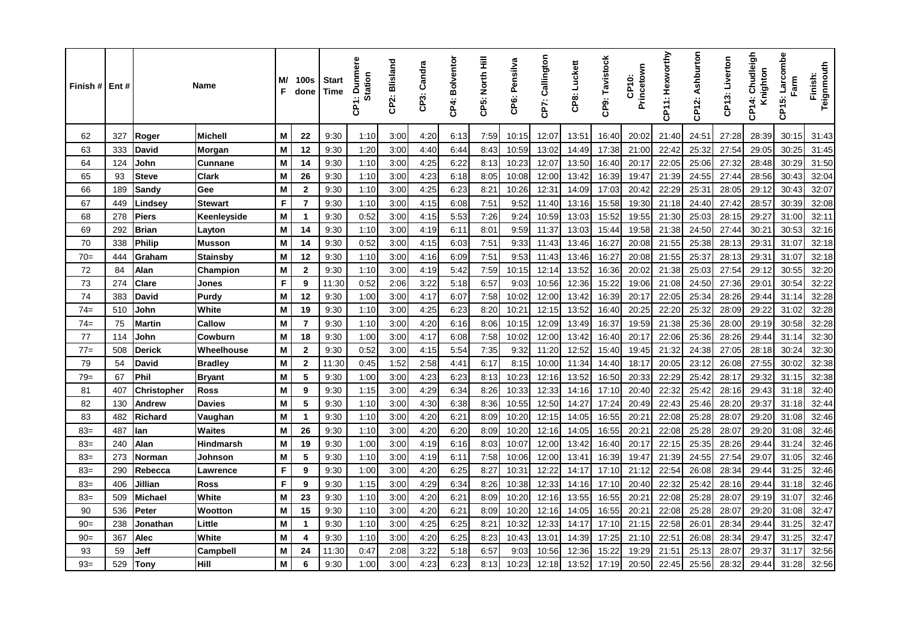| Finish # | Ent # | Name | | M/F | 100s done | Start Time | CP1: Dunmere Station | CP2: Blisland | CP3: Candra | CP4: Bolventor | CP5: North Hill | CP6: Pensilva | CP7: Callington | CP8: Luckett | CP9: Tavistock | CP10: Princetown | CP11: Hexworthy | CP12: Ashburton | CP13: Liverton | CP14: Chudleigh Knighton | CP15: Larcombe Farm | Finish: Teignmouth |
|---|---|---|---|---|---|---|---|---|---|---|---|---|---|---|---|---|---|---|---|---|---|---|
| 62 | 327 | Roger | Michell | M | 22 | 9:30 | 1:10 | 3:00 | 4:20 | 6:13 | 7:59 | 10:15 | 12:07 | 13:51 | 16:40 | 20:02 | 21:40 | 24:51 | 27:28 | 28:39 | 30:15 | 31:43 |
| 63 | 333 | David | Morgan | M | 12 | 9:30 | 1:20 | 3:00 | 4:40 | 6:44 | 8:43 | 10:59 | 13:02 | 14:49 | 17:38 | 21:00 | 22:42 | 25:32 | 27:54 | 29:05 | 30:25 | 31:45 |
| 64 | 124 | John | Cunnane | M | 14 | 9:30 | 1:10 | 3:00 | 4:25 | 6:22 | 8:13 | 10:23 | 12:07 | 13:50 | 16:40 | 20:17 | 22:05 | 25:06 | 27:32 | 28:48 | 30:29 | 31:50 |
| 65 | 93 | Steve | Clark | M | 26 | 9:30 | 1:10 | 3:00 | 4:23 | 6:18 | 8:05 | 10:08 | 12:00 | 13:42 | 16:39 | 19:47 | 21:39 | 24:55 | 27:44 | 28:56 | 30:43 | 32:04 |
| 66 | 189 | Sandy | Gee | M | 2 | 9:30 | 1:10 | 3:00 | 4:25 | 6:23 | 8:21 | 10:26 | 12:31 | 14:09 | 17:03 | 20:42 | 22:29 | 25:31 | 28:05 | 29:12 | 30:43 | 32:07 |
| 67 | 449 | Lindsey | Stewart | F | 7 | 9:30 | 1:10 | 3:00 | 4:15 | 6:08 | 7:51 | 9:52 | 11:40 | 13:16 | 15:58 | 19:30 | 21:18 | 24:40 | 27:42 | 28:57 | 30:39 | 32:08 |
| 68 | 278 | Piers | Keenleyside | M | 1 | 9:30 | 0:52 | 3:00 | 4:15 | 5:53 | 7:26 | 9:24 | 10:59 | 13:03 | 15:52 | 19:55 | 21:30 | 25:03 | 28:15 | 29:27 | 31:00 | 32:11 |
| 69 | 292 | Brian | Layton | M | 14 | 9:30 | 1:10 | 3:00 | 4:19 | 6:11 | 8:01 | 9:59 | 11:37 | 13:03 | 15:44 | 19:58 | 21:38 | 24:50 | 27:44 | 30:21 | 30:53 | 32:16 |
| 70 | 338 | Philip | Musson | M | 14 | 9:30 | 0:52 | 3:00 | 4:15 | 6:03 | 7:51 | 9:33 | 11:43 | 13:46 | 16:27 | 20:08 | 21:55 | 25:38 | 28:13 | 29:31 | 31:07 | 32:18 |
| 70= | 444 | Graham | Stainsby | M | 12 | 9:30 | 1:10 | 3:00 | 4:16 | 6:09 | 7:51 | 9:53 | 11:43 | 13:46 | 16:27 | 20:08 | 21:55 | 25:37 | 28:13 | 29:31 | 31:07 | 32:18 |
| 72 | 84 | Alan | Champion | M | 2 | 9:30 | 1:10 | 3:00 | 4:19 | 5:42 | 7:59 | 10:15 | 12:14 | 13:52 | 16:36 | 20:02 | 21:38 | 25:03 | 27:54 | 29:12 | 30:55 | 32:20 |
| 73 | 274 | Clare | Jones | F | 9 | 11:30 | 0:52 | 2:06 | 3:22 | 5:18 | 6:57 | 9:03 | 10:56 | 12:36 | 15:22 | 19:06 | 21:08 | 24:50 | 27:36 | 29:01 | 30:54 | 32:22 |
| 74 | 383 | David | Purdy | M | 12 | 9:30 | 1:00 | 3:00 | 4:17 | 6:07 | 7:58 | 10:02 | 12:00 | 13:42 | 16:39 | 20:17 | 22:05 | 25:34 | 28:26 | 29:44 | 31:14 | 32:28 |
| 74= | 510 | John | White | M | 19 | 9:30 | 1:10 | 3:00 | 4:25 | 6:23 | 8:20 | 10:21 | 12:15 | 13:52 | 16:40 | 20:25 | 22:20 | 25:32 | 28:09 | 29:22 | 31:02 | 32:28 |
| 74= | 75 | Martin | Callow | M | 7 | 9:30 | 1:10 | 3:00 | 4:20 | 6:16 | 8:06 | 10:15 | 12:09 | 13:49 | 16:37 | 19:59 | 21:38 | 25:36 | 28:00 | 29:19 | 30:58 | 32:28 |
| 77 | 114 | John | Cowburn | M | 18 | 9:30 | 1:00 | 3:00 | 4:17 | 6:08 | 7:58 | 10:02 | 12:00 | 13:42 | 16:40 | 20:17 | 22:06 | 25:36 | 28:26 | 29:44 | 31:14 | 32:30 |
| 77= | 508 | Derick | Wheelhouse | M | 2 | 9:30 | 0:52 | 3:00 | 4:15 | 5:54 | 7:35 | 9:32 | 11:20 | 12:52 | 15:40 | 19:45 | 21:32 | 24:38 | 27:05 | 28:18 | 30:24 | 32:30 |
| 79 | 54 | David | Bradley | M | 2 | 11:30 | 0:45 | 1:52 | 2:58 | 4:41 | 6:17 | 8:15 | 10:00 | 11:34 | 14:40 | 18:17 | 20:05 | 23:12 | 26:08 | 27:55 | 30:02 | 32:38 |
| 79= | 67 | Phil | Bryant | M | 5 | 9:30 | 1:00 | 3:00 | 4:23 | 6:23 | 8:13 | 10:23 | 12:16 | 13:52 | 16:50 | 20:33 | 22:29 | 25:42 | 28:17 | 29:32 | 31:15 | 32:38 |
| 81 | 407 | Christopher | Ross | M | 9 | 9:30 | 1:15 | 3:00 | 4:29 | 6:34 | 8:26 | 10:33 | 12:33 | 14:16 | 17:10 | 20:40 | 22:32 | 25:42 | 28:16 | 29:43 | 31:18 | 32:40 |
| 82 | 130 | Andrew | Davies | M | 5 | 9:30 | 1:10 | 3:00 | 4:30 | 6:38 | 8:36 | 10:55 | 12:50 | 14:27 | 17:24 | 20:49 | 22:43 | 25:46 | 28:20 | 29:37 | 31:18 | 32:44 |
| 83 | 482 | Richard | Vaughan | M | 1 | 9:30 | 1:10 | 3:00 | 4:20 | 6:21 | 8:09 | 10:20 | 12:15 | 14:05 | 16:55 | 20:21 | 22:08 | 25:28 | 28:07 | 29:20 | 31:08 | 32:46 |
| 83= | 487 | Ian | Waites | M | 26 | 9:30 | 1:10 | 3:00 | 4:20 | 6:20 | 8:09 | 10:20 | 12:16 | 14:05 | 16:55 | 20:21 | 22:08 | 25:28 | 28:07 | 29:20 | 31:08 | 32:46 |
| 83= | 240 | Alan | Hindmarsh | M | 19 | 9:30 | 1:00 | 3:00 | 4:19 | 6:16 | 8:03 | 10:07 | 12:00 | 13:42 | 16:40 | 20:17 | 22:15 | 25:35 | 28:26 | 29:44 | 31:24 | 32:46 |
| 83= | 273 | Norman | Johnson | M | 5 | 9:30 | 1:10 | 3:00 | 4:19 | 6:11 | 7:58 | 10:06 | 12:00 | 13:41 | 16:39 | 19:47 | 21:39 | 24:55 | 27:54 | 29:07 | 31:05 | 32:46 |
| 83= | 290 | Rebecca | Lawrence | F | 9 | 9:30 | 1:00 | 3:00 | 4:20 | 6:25 | 8:27 | 10:31 | 12:22 | 14:17 | 17:10 | 21:12 | 22:54 | 26:08 | 28:34 | 29:44 | 31:25 | 32:46 |
| 83= | 406 | Jillian | Ross | F | 9 | 9:30 | 1:15 | 3:00 | 4:29 | 6:34 | 8:26 | 10:38 | 12:33 | 14:16 | 17:10 | 20:40 | 22:32 | 25:42 | 28:16 | 29:44 | 31:18 | 32:46 |
| 83= | 509 | Michael | White | M | 23 | 9:30 | 1:10 | 3:00 | 4:20 | 6:21 | 8:09 | 10:20 | 12:16 | 13:55 | 16:55 | 20:21 | 22:08 | 25:28 | 28:07 | 29:19 | 31:07 | 32:46 |
| 90 | 536 | Peter | Wootton | M | 15 | 9:30 | 1:10 | 3:00 | 4:20 | 6:21 | 8:09 | 10:20 | 12:16 | 14:05 | 16:55 | 20:21 | 22:08 | 25:28 | 28:07 | 29:20 | 31:08 | 32:47 |
| 90= | 238 | Jonathan | Little | M | 1 | 9:30 | 1:10 | 3:00 | 4:25 | 6:25 | 8:21 | 10:32 | 12:33 | 14:17 | 17:10 | 21:15 | 22:58 | 26:01 | 28:34 | 29:44 | 31:25 | 32:47 |
| 90= | 367 | Alec | White | M | 4 | 9:30 | 1:10 | 3:00 | 4:20 | 6:25 | 8:23 | 10:43 | 13:01 | 14:39 | 17:25 | 21:10 | 22:51 | 26:08 | 28:34 | 29:47 | 31:25 | 32:47 |
| 93 | 59 | Jeff | Campbell | M | 24 | 11:30 | 0:47 | 2:08 | 3:22 | 5:18 | 6:57 | 9:03 | 10:56 | 12:36 | 15:22 | 19:29 | 21:51 | 25:13 | 28:07 | 29:37 | 31:17 | 32:56 |
| 93= | 529 | Tony | Hill | M | 6 | 9:30 | 1:00 | 3:00 | 4:23 | 6:23 | 8:13 | 10:23 | 12:18 | 13:52 | 17:19 | 20:50 | 22:45 | 25:56 | 28:32 | 29:44 | 31:28 | 32:56 |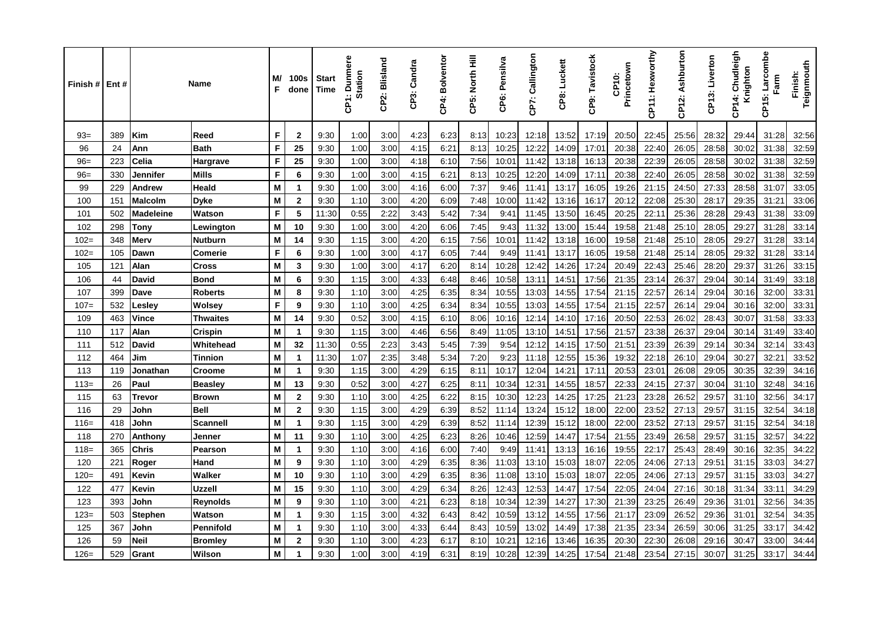| Finish # | Ent # | Name | | M/F | 100s done | Start Time | CP1: Dunmere Station | CP2: Blisland | CP3: Candra | CP4: Bolventor | CP5: North Hill | CP6: Pensilva | CP7: Callington | CP8: Luckett | CP9: Tavistock | CP10: Princetown | CP11: Hexworthy | CP12: Ashburton | CP13: Liverton | CP14: Chudleigh Knighton | CP15: Larcombe Farm | Finish: Teignmouth |
|---|---|---|---|---|---|---|---|---|---|---|---|---|---|---|---|---|---|---|---|---|---|---|
| 93= | 389 | **Kim** | **Reed** | **F** | **2** | 9:30 | 1:00 | 3:00 | 4:23 | 6:23 | 8:13 | 10:23 | 12:18 | 13:52 | 17:19 | 20:50 | 22:45 | 25:56 | 28:32 | 29:44 | 31:28 | 32:56 |
| 96 | 24 | **Ann** | **Bath** | **F** | **25** | 9:30 | 1:00 | 3:00 | 4:15 | 6:21 | 8:13 | 10:25 | 12:22 | 14:09 | 17:01 | 20:38 | 22:40 | 26:05 | 28:58 | 30:02 | 31:38 | 32:59 |
| 96= | 223 | **Celia** | **Hargrave** | **F** | **25** | 9:30 | 1:00 | 3:00 | 4:18 | 6:10 | 7:56 | 10:01 | 11:42 | 13:18 | 16:13 | 20:38 | 22:39 | 26:05 | 28:58 | 30:02 | 31:38 | 32:59 |
| 96= | 330 | **Jennifer** | **Mills** | **F** | **6** | 9:30 | 1:00 | 3:00 | 4:15 | 6:21 | 8:13 | 10:25 | 12:20 | 14:09 | 17:11 | 20:38 | 22:40 | 26:05 | 28:58 | 30:02 | 31:38 | 32:59 |
| 99 | 229 | **Andrew** | **Heald** | **M** | **1** | 9:30 | 1:00 | 3:00 | 4:16 | 6:00 | 7:37 | 9:46 | 11:41 | 13:17 | 16:05 | 19:26 | 21:15 | 24:50 | 27:33 | 28:58 | 31:07 | 33:05 |
| 100 | 151 | **Malcolm** | **Dyke** | **M** | **2** | 9:30 | 1:10 | 3:00 | 4:20 | 6:09 | 7:48 | 10:00 | 11:42 | 13:16 | 16:17 | 20:12 | 22:08 | 25:30 | 28:17 | 29:35 | 31:21 | 33:06 |
| 101 | 502 | **Madeleine** | **Watson** | **F** | **5** | 11:30 | 0:55 | 2:22 | 3:43 | 5:42 | 7:34 | 9:41 | 11:45 | 13:50 | 16:45 | 20:25 | 22:11 | 25:36 | 28:28 | 29:43 | 31:38 | 33:09 |
| 102 | 298 | **Tony** | **Lewington** | **M** | **10** | 9:30 | 1:00 | 3:00 | 4:20 | 6:06 | 7:45 | 9:43 | 11:32 | 13:00 | 15:44 | 19:58 | 21:48 | 25:10 | 28:05 | 29:27 | 31:28 | 33:14 |
| 102= | 348 | **Merv** | **Nutburn** | **M** | **14** | 9:30 | 1:15 | 3:00 | 4:20 | 6:15 | 7:56 | 10:01 | 11:42 | 13:18 | 16:00 | 19:58 | 21:48 | 25:10 | 28:05 | 29:27 | 31:28 | 33:14 |
| 102= | 105 | **Dawn** | **Comerie** | **F** | **6** | 9:30 | 1:00 | 3:00 | 4:17 | 6:05 | 7:44 | 9:49 | 11:41 | 13:17 | 16:05 | 19:58 | 21:48 | 25:14 | 28:05 | 29:32 | 31:28 | 33:14 |
| 105 | 121 | **Alan** | **Cross** | **M** | **3** | 9:30 | 1:00 | 3:00 | 4:17 | 6:20 | 8:14 | 10:28 | 12:42 | 14:26 | 17:24 | 20:49 | 22:43 | 25:46 | 28:20 | 29:37 | 31:26 | 33:15 |
| 106 | 44 | **David** | **Bond** | **M** | **6** | 9:30 | 1:15 | 3:00 | 4:33 | 6:48 | 8:46 | 10:58 | 13:11 | 14:51 | 17:56 | 21:35 | 23:14 | 26:37 | 29:04 | 30:14 | 31:49 | 33:18 |
| 107 | 399 | **Dave** | **Roberts** | **M** | **8** | 9:30 | 1:10 | 3:00 | 4:25 | 6:35 | 8:34 | 10:55 | 13:03 | 14:55 | 17:54 | 21:15 | 22:57 | 26:14 | 29:04 | 30:16 | 32:00 | 33:31 |
| 107= | 532 | **Lesley** | **Wolsey** | **F** | **9** | 9:30 | 1:10 | 3:00 | 4:25 | 6:34 | 8:34 | 10:55 | 13:03 | 14:55 | 17:54 | 21:15 | 22:57 | 26:14 | 29:04 | 30:16 | 32:00 | 33:31 |
| 109 | 463 | **Vince** | **Thwaites** | **M** | **14** | 9:30 | 0:52 | 3:00 | 4:15 | 6:10 | 8:06 | 10:16 | 12:14 | 14:10 | 17:16 | 20:50 | 22:53 | 26:02 | 28:43 | 30:07 | 31:58 | 33:33 |
| 110 | 117 | **Alan** | **Crispin** | **M** | **1** | 9:30 | 1:15 | 3:00 | 4:46 | 6:56 | 8:49 | 11:05 | 13:10 | 14:51 | 17:56 | 21:57 | 23:38 | 26:37 | 29:04 | 30:14 | 31:49 | 33:40 |
| 111 | 512 | **David** | **Whitehead** | **M** | **32** | 11:30 | 0:55 | 2:23 | 3:43 | 5:45 | 7:39 | 9:54 | 12:12 | 14:15 | 17:50 | 21:51 | 23:39 | 26:39 | 29:14 | 30:34 | 32:14 | 33:43 |
| 112 | 464 | **Jim** | **Tinnion** | **M** | **1** | 11:30 | 1:07 | 2:35 | 3:48 | 5:34 | 7:20 | 9:23 | 11:18 | 12:55 | 15:36 | 19:32 | 22:18 | 26:10 | 29:04 | 30:27 | 32:21 | 33:52 |
| 113 | 119 | **Jonathan** | **Croome** | **M** | **1** | 9:30 | 1:15 | 3:00 | 4:29 | 6:15 | 8:11 | 10:17 | 12:04 | 14:21 | 17:11 | 20:53 | 23:01 | 26:08 | 29:05 | 30:35 | 32:39 | 34:16 |
| 113= | 26 | **Paul** | **Beasley** | **M** | **13** | 9:30 | 0:52 | 3:00 | 4:27 | 6:25 | 8:11 | 10:34 | 12:31 | 14:55 | 18:57 | 22:33 | 24:15 | 27:37 | 30:04 | 31:10 | 32:48 | 34:16 |
| 115 | 63 | **Trevor** | **Brown** | **M** | **2** | 9:30 | 1:10 | 3:00 | 4:25 | 6:22 | 8:15 | 10:30 | 12:23 | 14:25 | 17:25 | 21:23 | 23:28 | 26:52 | 29:57 | 31:10 | 32:56 | 34:17 |
| 116 | 29 | **John** | **Bell** | **M** | **2** | 9:30 | 1:15 | 3:00 | 4:29 | 6:39 | 8:52 | 11:14 | 13:24 | 15:12 | 18:00 | 22:00 | 23:52 | 27:13 | 29:57 | 31:15 | 32:54 | 34:18 |
| 116= | 418 | **John** | **Scannell** | **M** | **1** | 9:30 | 1:15 | 3:00 | 4:29 | 6:39 | 8:52 | 11:14 | 12:39 | 15:12 | 18:00 | 22:00 | 23:52 | 27:13 | 29:57 | 31:15 | 32:54 | 34:18 |
| 118 | 270 | **Anthony** | **Jenner** | **M** | **11** | 9:30 | 1:10 | 3:00 | 4:25 | 6:23 | 8:26 | 10:46 | 12:59 | 14:47 | 17:54 | 21:55 | 23:49 | 26:58 | 29:57 | 31:15 | 32:57 | 34:22 |
| 118= | 365 | **Chris** | **Pearson** | **M** | **1** | 9:30 | 1:10 | 3:00 | 4:16 | 6:00 | 7:40 | 9:49 | 11:41 | 13:13 | 16:16 | 19:55 | 22:17 | 25:43 | 28:49 | 30:16 | 32:35 | 34:22 |
| 120 | 221 | **Roger** | **Hand** | **M** | **9** | 9:30 | 1:10 | 3:00 | 4:29 | 6:35 | 8:36 | 11:03 | 13:10 | 15:03 | 18:07 | 22:05 | 24:06 | 27:13 | 29:51 | 31:15 | 33:03 | 34:27 |
| 120= | 491 | **Kevin** | **Walker** | **M** | **10** | 9:30 | 1:10 | 3:00 | 4:29 | 6:35 | 8:36 | 11:08 | 13:10 | 15:03 | 18:07 | 22:05 | 24:06 | 27:13 | 29:57 | 31:15 | 33:03 | 34:27 |
| 122 | 477 | **Kevin** | **Uzzell** | **M** | **15** | 9:30 | 1:10 | 3:00 | 4:29 | 6:34 | 8:26 | 12:43 | 12:53 | 14:47 | 17:54 | 22:05 | 24:04 | 27:16 | 30:18 | 31:34 | 33:11 | 34:29 |
| 123 | 393 | **John** | **Reynolds** | **M** | **9** | 9:30 | 1:10 | 3:00 | 4:21 | 6:23 | 8:18 | 10:34 | 12:39 | 14:27 | 17:30 | 21:39 | 23:25 | 26:49 | 29:36 | 31:01 | 32:56 | 34:35 |
| 123= | 503 | **Stephen** | **Watson** | **M** | **1** | 9:30 | 1:15 | 3:00 | 4:32 | 6:43 | 8:42 | 10:59 | 13:12 | 14:55 | 17:56 | 21:17 | 23:09 | 26:52 | 29:36 | 31:01 | 32:54 | 34:35 |
| 125 | 367 | **John** | **Pennifold** | **M** | **1** | 9:30 | 1:10 | 3:00 | 4:33 | 6:44 | 8:43 | 10:59 | 13:02 | 14:49 | 17:38 | 21:35 | 23:34 | 26:59 | 30:06 | 31:25 | 33:17 | 34:42 |
| 126 | 59 | **Neil** | **Bromley** | **M** | **2** | 9:30 | 1:10 | 3:00 | 4:23 | 6:17 | 8:10 | 10:21 | 12:16 | 13:46 | 16:35 | 20:30 | 22:30 | 26:08 | 29:16 | 30:47 | 33:00 | 34:44 |
| 126= | 529 | **Grant** | **Wilson** | **M** | **1** | 9:30 | 1:00 | 3:00 | 4:19 | 6:31 | 8:19 | 10:28 | 12:39 | 14:25 | 17:54 | 21:48 | 23:54 | 27:15 | 30:07 | 31:25 | 33:17 | 34:44 |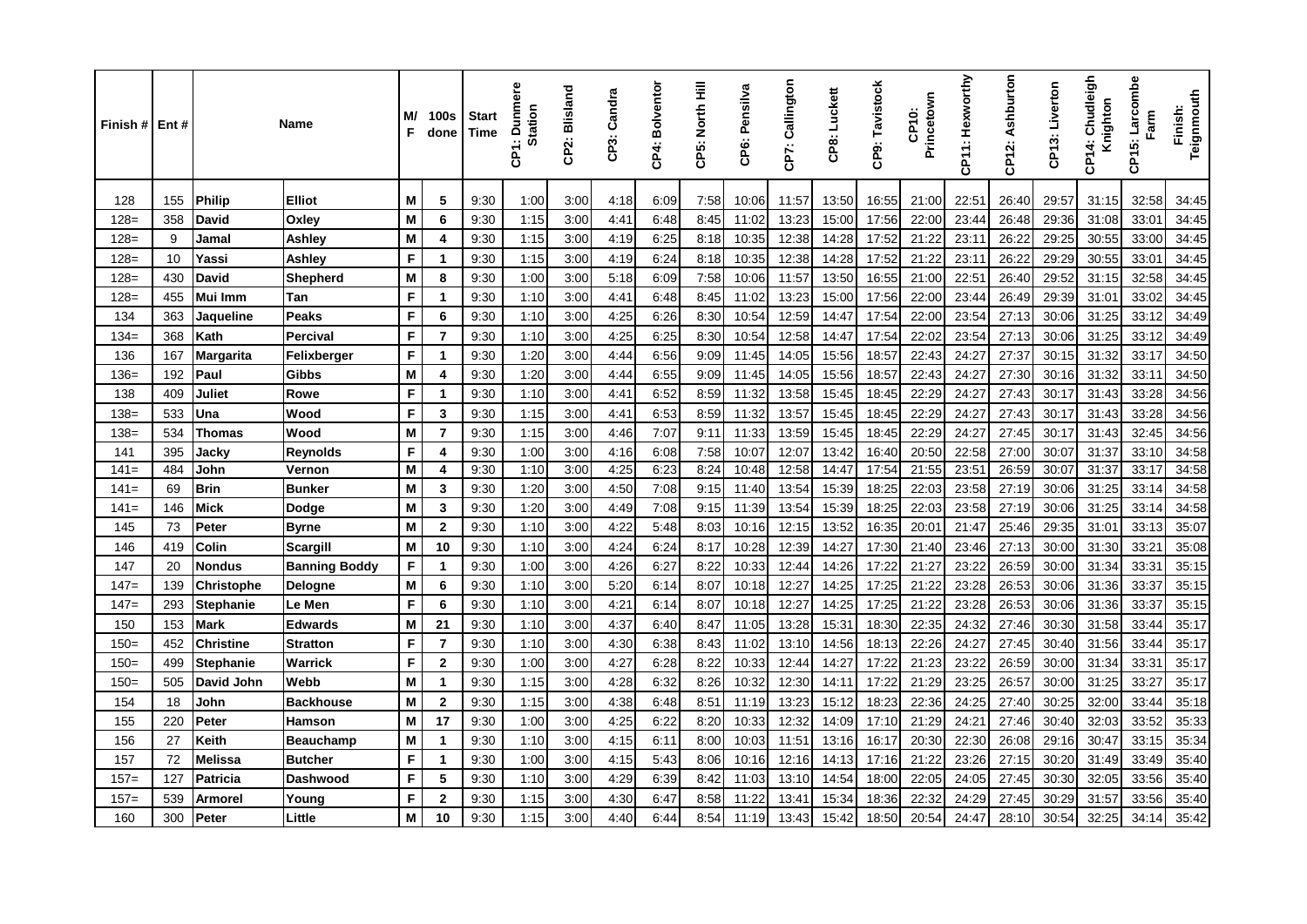| Finish # | Ent # | Name | | M/F | 100s done | Start Time | CP1: Dunmere Station | CP2: Blisland | CP3: Candra | CP4: Bolventor | CP5: North Hill | CP6: Pensilva | CP7: Callington | CP8: Luckett | CP9: Tavistock | CP10: Princetown | CP11: Hexworthy | CP12: Ashburton | CP13: Liverton | CP14: Chudleigh Knighton | CP15: Larcombe Farm | Finish: Teignmouth |
|---|---|---|---|---|---|---|---|---|---|---|---|---|---|---|---|---|---|---|---|---|---|---|
| 128 | 155 | Philip | Elliot | M | 5 | 9:30 | 1:00 | 3:00 | 4:18 | 6:09 | 7:58 | 10:06 | 11:57 | 13:50 | 16:55 | 21:00 | 22:51 | 26:40 | 29:57 | 31:15 | 32:58 | 34:45 |
| 128= | 358 | David | Oxley | M | 6 | 9:30 | 1:15 | 3:00 | 4:41 | 6:48 | 8:45 | 11:02 | 13:23 | 15:00 | 17:56 | 22:00 | 23:44 | 26:48 | 29:36 | 31:08 | 33:01 | 34:45 |
| 128= | 9 | Jamal | Ashley | M | 4 | 9:30 | 1:15 | 3:00 | 4:19 | 6:25 | 8:18 | 10:35 | 12:38 | 14:28 | 17:52 | 21:22 | 23:11 | 26:22 | 29:25 | 30:55 | 33:00 | 34:45 |
| 128= | 10 | Yassi | Ashley | F | 1 | 9:30 | 1:15 | 3:00 | 4:19 | 6:24 | 8:18 | 10:35 | 12:38 | 14:28 | 17:52 | 21:22 | 23:11 | 26:22 | 29:29 | 30:55 | 33:01 | 34:45 |
| 128= | 430 | David | Shepherd | M | 8 | 9:30 | 1:00 | 3:00 | 5:18 | 6:09 | 7:58 | 10:06 | 11:57 | 13:50 | 16:55 | 21:00 | 22:51 | 26:40 | 29:52 | 31:15 | 32:58 | 34:45 |
| 128= | 455 | Mui Imm | Tan | F | 1 | 9:30 | 1:10 | 3:00 | 4:41 | 6:48 | 8:45 | 11:02 | 13:23 | 15:00 | 17:56 | 22:00 | 23:44 | 26:49 | 29:39 | 31:01 | 33:02 | 34:45 |
| 134 | 363 | Jaqueline | Peaks | F | 6 | 9:30 | 1:10 | 3:00 | 4:25 | 6:26 | 8:30 | 10:54 | 12:59 | 14:47 | 17:54 | 22:00 | 23:54 | 27:13 | 30:06 | 31:25 | 33:12 | 34:49 |
| 134= | 368 | Kath | Percival | F | 7 | 9:30 | 1:10 | 3:00 | 4:25 | 6:25 | 8:30 | 10:54 | 12:58 | 14:47 | 17:54 | 22:02 | 23:54 | 27:13 | 30:06 | 31:25 | 33:12 | 34:49 |
| 136 | 167 | Margarita | Felixberger | F | 1 | 9:30 | 1:20 | 3:00 | 4:44 | 6:56 | 9:09 | 11:45 | 14:05 | 15:56 | 18:57 | 22:43 | 24:27 | 27:37 | 30:15 | 31:32 | 33:17 | 34:50 |
| 136= | 192 | Paul | Gibbs | M | 4 | 9:30 | 1:20 | 3:00 | 4:44 | 6:55 | 9:09 | 11:45 | 14:05 | 15:56 | 18:57 | 22:43 | 24:27 | 27:30 | 30:16 | 31:32 | 33:11 | 34:50 |
| 138 | 409 | Juliet | Rowe | F | 1 | 9:30 | 1:10 | 3:00 | 4:41 | 6:52 | 8:59 | 11:32 | 13:58 | 15:45 | 18:45 | 22:29 | 24:27 | 27:43 | 30:17 | 31:43 | 33:28 | 34:56 |
| 138= | 533 | Una | Wood | F | 3 | 9:30 | 1:15 | 3:00 | 4:41 | 6:53 | 8:59 | 11:32 | 13:57 | 15:45 | 18:45 | 22:29 | 24:27 | 27:43 | 30:17 | 31:43 | 33:28 | 34:56 |
| 138= | 534 | Thomas | Wood | M | 7 | 9:30 | 1:15 | 3:00 | 4:46 | 7:07 | 9:11 | 11:33 | 13:59 | 15:45 | 18:45 | 22:29 | 24:27 | 27:45 | 30:17 | 31:43 | 32:45 | 34:56 |
| 141 | 395 | Jacky | Reynolds | F | 4 | 9:30 | 1:00 | 3:00 | 4:16 | 6:08 | 7:58 | 10:07 | 12:07 | 13:42 | 16:40 | 20:50 | 22:58 | 27:00 | 30:07 | 31:37 | 33:10 | 34:58 |
| 141= | 484 | John | Vernon | M | 4 | 9:30 | 1:10 | 3:00 | 4:25 | 6:23 | 8:24 | 10:48 | 12:58 | 14:47 | 17:54 | 21:55 | 23:51 | 26:59 | 30:07 | 31:37 | 33:17 | 34:58 |
| 141= | 69 | Brin | Bunker | M | 3 | 9:30 | 1:20 | 3:00 | 4:50 | 7:08 | 9:15 | 11:40 | 13:54 | 15:39 | 18:25 | 22:03 | 23:58 | 27:19 | 30:06 | 31:25 | 33:14 | 34:58 |
| 141= | 146 | Mick | Dodge | M | 3 | 9:30 | 1:20 | 3:00 | 4:49 | 7:08 | 9:15 | 11:39 | 13:54 | 15:39 | 18:25 | 22:03 | 23:58 | 27:19 | 30:06 | 31:25 | 33:14 | 34:58 |
| 145 | 73 | Peter | Byrne | M | 2 | 9:30 | 1:10 | 3:00 | 4:22 | 5:48 | 8:03 | 10:16 | 12:15 | 13:52 | 16:35 | 20:01 | 21:47 | 25:46 | 29:35 | 31:01 | 33:13 | 35:07 |
| 146 | 419 | Colin | Scargill | M | 10 | 9:30 | 1:10 | 3:00 | 4:24 | 6:24 | 8:17 | 10:28 | 12:39 | 14:27 | 17:30 | 21:40 | 23:46 | 27:13 | 30:00 | 31:30 | 33:21 | 35:08 |
| 147 | 20 | Nondus | Banning Boddy | F | 1 | 9:30 | 1:00 | 3:00 | 4:26 | 6:27 | 8:22 | 10:33 | 12:44 | 14:26 | 17:22 | 21:27 | 23:22 | 26:59 | 30:00 | 31:34 | 33:31 | 35:15 |
| 147= | 139 | Christophe | Delogne | M | 6 | 9:30 | 1:10 | 3:00 | 5:20 | 6:14 | 8:07 | 10:18 | 12:27 | 14:25 | 17:25 | 21:22 | 23:28 | 26:53 | 30:06 | 31:36 | 33:37 | 35:15 |
| 147= | 293 | Stephanie | Le Men | F | 6 | 9:30 | 1:10 | 3:00 | 4:21 | 6:14 | 8:07 | 10:18 | 12:27 | 14:25 | 17:25 | 21:22 | 23:28 | 26:53 | 30:06 | 31:36 | 33:37 | 35:15 |
| 150 | 153 | Mark | Edwards | M | 21 | 9:30 | 1:10 | 3:00 | 4:37 | 6:40 | 8:47 | 11:05 | 13:28 | 15:31 | 18:30 | 22:35 | 24:32 | 27:46 | 30:30 | 31:58 | 33:44 | 35:17 |
| 150= | 452 | Christine | Stratton | F | 7 | 9:30 | 1:10 | 3:00 | 4:30 | 6:38 | 8:43 | 11:02 | 13:10 | 14:56 | 18:13 | 22:26 | 24:27 | 27:45 | 30:40 | 31:56 | 33:44 | 35:17 |
| 150= | 499 | Stephanie | Warrick | F | 2 | 9:30 | 1:00 | 3:00 | 4:27 | 6:28 | 8:22 | 10:33 | 12:44 | 14:27 | 17:22 | 21:23 | 23:22 | 26:59 | 30:00 | 31:34 | 33:31 | 35:17 |
| 150= | 505 | David John | Webb | M | 1 | 9:30 | 1:15 | 3:00 | 4:28 | 6:32 | 8:26 | 10:32 | 12:30 | 14:11 | 17:22 | 21:29 | 23:25 | 26:57 | 30:00 | 31:25 | 33:27 | 35:17 |
| 154 | 18 | John | Backhouse | M | 2 | 9:30 | 1:15 | 3:00 | 4:38 | 6:48 | 8:51 | 11:19 | 13:23 | 15:12 | 18:23 | 22:36 | 24:25 | 27:40 | 30:25 | 32:00 | 33:44 | 35:18 |
| 155 | 220 | Peter | Hamson | M | 17 | 9:30 | 1:00 | 3:00 | 4:25 | 6:22 | 8:20 | 10:33 | 12:32 | 14:09 | 17:10 | 21:29 | 24:21 | 27:46 | 30:40 | 32:03 | 33:52 | 35:33 |
| 156 | 27 | Keith | Beauchamp | M | 1 | 9:30 | 1:10 | 3:00 | 4:15 | 6:11 | 8:00 | 10:03 | 11:51 | 13:16 | 16:17 | 20:30 | 22:30 | 26:08 | 29:16 | 30:47 | 33:15 | 35:34 |
| 157 | 72 | Melissa | Butcher | F | 1 | 9:30 | 1:00 | 3:00 | 4:15 | 5:43 | 8:06 | 10:16 | 12:16 | 14:13 | 17:16 | 21:22 | 23:26 | 27:15 | 30:20 | 31:49 | 33:49 | 35:40 |
| 157= | 127 | Patricia | Dashwood | F | 5 | 9:30 | 1:10 | 3:00 | 4:29 | 6:39 | 8:42 | 11:03 | 13:10 | 14:54 | 18:00 | 22:05 | 24:05 | 27:45 | 30:30 | 32:05 | 33:56 | 35:40 |
| 157= | 539 | Armorel | Young | F | 2 | 9:30 | 1:15 | 3:00 | 4:30 | 6:47 | 8:58 | 11:22 | 13:41 | 15:34 | 18:36 | 22:32 | 24:29 | 27:45 | 30:29 | 31:57 | 33:56 | 35:40 |
| 160 | 300 | Peter | Little | M | 10 | 9:30 | 1:15 | 3:00 | 4:40 | 6:44 | 8:54 | 11:19 | 13:43 | 15:42 | 18:50 | 20:54 | 24:47 | 28:10 | 30:54 | 32:25 | 34:14 | 35:42 |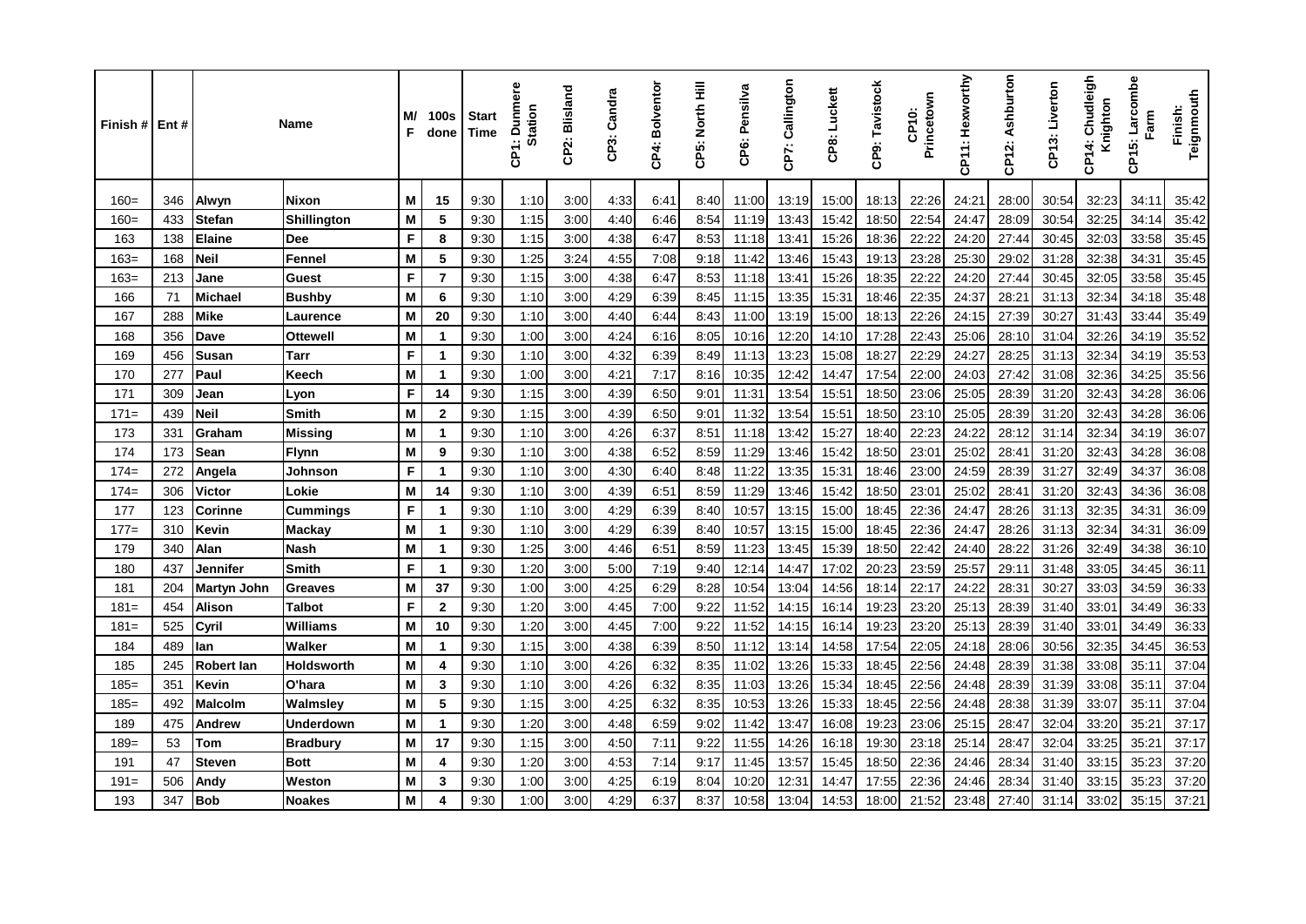| Finish # | Ent # | Name | | M/ F | 100s done | Start Time | CP1: Dunmere Station | CP2: Blisland | CP3: Candra | CP4: Bolventor | CP5: North Hill | CP6: Pensilva | CP7: Callington | CP8: Luckett | CP9: Tavistock | CP10: Princetown | CP11: Hexworthy | CP12: Ashburton | CP13: Liverton | CP14: Chudleigh Knighton | CP15: Larcombe Farm | Finish: Teignmouth |
|---|---|---|---|---|---|---|---|---|---|---|---|---|---|---|---|---|---|---|---|---|---|---|
| 160= | 346 | Alwyn | Nixon | M | 15 | 9:30 | 1:10 | 3:00 | 4:33 | 6:41 | 8:40 | 11:00 | 13:19 | 15:00 | 18:13 | 22:26 | 24:21 | 28:00 | 30:54 | 32:23 | 34:11 | 35:42 |
| 160= | 433 | Stefan | Shillington | M | 5 | 9:30 | 1:15 | 3:00 | 4:40 | 6:46 | 8:54 | 11:19 | 13:43 | 15:42 | 18:50 | 22:54 | 24:47 | 28:09 | 30:54 | 32:25 | 34:14 | 35:42 |
| 163 | 138 | Elaine | Dee | F | 8 | 9:30 | 1:15 | 3:00 | 4:38 | 6:47 | 8:53 | 11:18 | 13:41 | 15:26 | 18:36 | 22:22 | 24:20 | 27:44 | 30:45 | 32:03 | 33:58 | 35:45 |
| 163= | 168 | Neil | Fennel | M | 5 | 9:30 | 1:25 | 3:24 | 4:55 | 7:08 | 9:18 | 11:42 | 13:46 | 15:43 | 19:13 | 23:28 | 25:30 | 29:02 | 31:28 | 32:38 | 34:31 | 35:45 |
| 163= | 213 | Jane | Guest | F | 7 | 9:30 | 1:15 | 3:00 | 4:38 | 6:47 | 8:53 | 11:18 | 13:41 | 15:26 | 18:35 | 22:22 | 24:20 | 27:44 | 30:45 | 32:05 | 33:58 | 35:45 |
| 166 | 71 | Michael | Bushby | M | 6 | 9:30 | 1:10 | 3:00 | 4:29 | 6:39 | 8:45 | 11:15 | 13:35 | 15:31 | 18:46 | 22:35 | 24:37 | 28:21 | 31:13 | 32:34 | 34:18 | 35:48 |
| 167 | 288 | Mike | Laurence | M | 20 | 9:30 | 1:10 | 3:00 | 4:40 | 6:44 | 8:43 | 11:00 | 13:19 | 15:00 | 18:13 | 22:26 | 24:15 | 27:39 | 30:27 | 31:43 | 33:44 | 35:49 |
| 168 | 356 | Dave | Ottewell | M | 1 | 9:30 | 1:00 | 3:00 | 4:24 | 6:16 | 8:05 | 10:16 | 12:20 | 14:10 | 17:28 | 22:43 | 25:06 | 28:10 | 31:04 | 32:26 | 34:19 | 35:52 |
| 169 | 456 | Susan | Tarr | F | 1 | 9:30 | 1:10 | 3:00 | 4:32 | 6:39 | 8:49 | 11:13 | 13:23 | 15:08 | 18:27 | 22:29 | 24:27 | 28:25 | 31:13 | 32:34 | 34:19 | 35:53 |
| 170 | 277 | Paul | Keech | M | 1 | 9:30 | 1:00 | 3:00 | 4:21 | 7:17 | 8:16 | 10:35 | 12:42 | 14:47 | 17:54 | 22:00 | 24:03 | 27:42 | 31:08 | 32:36 | 34:25 | 35:56 |
| 171 | 309 | Jean | Lyon | F | 14 | 9:30 | 1:15 | 3:00 | 4:39 | 6:50 | 9:01 | 11:31 | 13:54 | 15:51 | 18:50 | 23:06 | 25:05 | 28:39 | 31:20 | 32:43 | 34:28 | 36:06 |
| 171= | 439 | Neil | Smith | M | 2 | 9:30 | 1:15 | 3:00 | 4:39 | 6:50 | 9:01 | 11:32 | 13:54 | 15:51 | 18:50 | 23:10 | 25:05 | 28:39 | 31:20 | 32:43 | 34:28 | 36:06 |
| 173 | 331 | Graham | Missing | M | 1 | 9:30 | 1:10 | 3:00 | 4:26 | 6:37 | 8:51 | 11:18 | 13:42 | 15:27 | 18:40 | 22:23 | 24:22 | 28:12 | 31:14 | 32:34 | 34:19 | 36:07 |
| 174 | 173 | Sean | Flynn | M | 9 | 9:30 | 1:10 | 3:00 | 4:38 | 6:52 | 8:59 | 11:29 | 13:46 | 15:42 | 18:50 | 23:01 | 25:02 | 28:41 | 31:20 | 32:43 | 34:28 | 36:08 |
| 174= | 272 | Angela | Johnson | F | 1 | 9:30 | 1:10 | 3:00 | 4:30 | 6:40 | 8:48 | 11:22 | 13:35 | 15:31 | 18:46 | 23:00 | 24:59 | 28:39 | 31:27 | 32:49 | 34:37 | 36:08 |
| 174= | 306 | Victor | Lokie | M | 14 | 9:30 | 1:10 | 3:00 | 4:39 | 6:51 | 8:59 | 11:29 | 13:46 | 15:42 | 18:50 | 23:01 | 25:02 | 28:41 | 31:20 | 32:43 | 34:36 | 36:08 |
| 177 | 123 | Corinne | Cummings | F | 1 | 9:30 | 1:10 | 3:00 | 4:29 | 6:39 | 8:40 | 10:57 | 13:15 | 15:00 | 18:45 | 22:36 | 24:47 | 28:26 | 31:13 | 32:35 | 34:31 | 36:09 |
| 177= | 310 | Kevin | Mackay | M | 1 | 9:30 | 1:10 | 3:00 | 4:29 | 6:39 | 8:40 | 10:57 | 13:15 | 15:00 | 18:45 | 22:36 | 24:47 | 28:26 | 31:13 | 32:34 | 34:31 | 36:09 |
| 179 | 340 | Alan | Nash | M | 1 | 9:30 | 1:25 | 3:00 | 4:46 | 6:51 | 8:59 | 11:23 | 13:45 | 15:39 | 18:50 | 22:42 | 24:40 | 28:22 | 31:26 | 32:49 | 34:38 | 36:10 |
| 180 | 437 | Jennifer | Smith | F | 1 | 9:30 | 1:20 | 3:00 | 5:00 | 7:19 | 9:40 | 12:14 | 14:47 | 17:02 | 20:23 | 23:59 | 25:57 | 29:11 | 31:48 | 33:05 | 34:45 | 36:11 |
| 181 | 204 | Martyn John | Greaves | M | 37 | 9:30 | 1:00 | 3:00 | 4:25 | 6:29 | 8:28 | 10:54 | 13:04 | 14:56 | 18:14 | 22:17 | 24:22 | 28:31 | 30:27 | 33:03 | 34:59 | 36:33 |
| 181= | 454 | Alison | Talbot | F | 2 | 9:30 | 1:20 | 3:00 | 4:45 | 7:00 | 9:22 | 11:52 | 14:15 | 16:14 | 19:23 | 23:20 | 25:13 | 28:39 | 31:40 | 33:01 | 34:49 | 36:33 |
| 181= | 525 | Cyril | Williams | M | 10 | 9:30 | 1:20 | 3:00 | 4:45 | 7:00 | 9:22 | 11:52 | 14:15 | 16:14 | 19:23 | 23:20 | 25:13 | 28:39 | 31:40 | 33:01 | 34:49 | 36:33 |
| 184 | 489 | Ian | Walker | M | 1 | 9:30 | 1:15 | 3:00 | 4:38 | 6:39 | 8:50 | 11:12 | 13:14 | 14:58 | 17:54 | 22:05 | 24:18 | 28:06 | 30:56 | 32:35 | 34:45 | 36:53 |
| 185 | 245 | Robert Ian | Holdsworth | M | 4 | 9:30 | 1:10 | 3:00 | 4:26 | 6:32 | 8:35 | 11:02 | 13:26 | 15:33 | 18:45 | 22:56 | 24:48 | 28:39 | 31:38 | 33:08 | 35:11 | 37:04 |
| 185= | 351 | Kevin | O'hara | M | 3 | 9:30 | 1:10 | 3:00 | 4:26 | 6:32 | 8:35 | 11:03 | 13:26 | 15:34 | 18:45 | 22:56 | 24:48 | 28:39 | 31:39 | 33:08 | 35:11 | 37:04 |
| 185= | 492 | Malcolm | Walmsley | M | 5 | 9:30 | 1:15 | 3:00 | 4:25 | 6:32 | 8:35 | 10:53 | 13:26 | 15:33 | 18:45 | 22:56 | 24:48 | 28:38 | 31:39 | 33:07 | 35:11 | 37:04 |
| 189 | 475 | Andrew | Underdown | M | 1 | 9:30 | 1:20 | 3:00 | 4:48 | 6:59 | 9:02 | 11:42 | 13:47 | 16:08 | 19:23 | 23:06 | 25:15 | 28:47 | 32:04 | 33:20 | 35:21 | 37:17 |
| 189= | 53 | Tom | Bradbury | M | 17 | 9:30 | 1:15 | 3:00 | 4:50 | 7:11 | 9:22 | 11:55 | 14:26 | 16:18 | 19:30 | 23:18 | 25:14 | 28:47 | 32:04 | 33:25 | 35:21 | 37:17 |
| 191 | 47 | Steven | Bott | M | 4 | 9:30 | 1:20 | 3:00 | 4:53 | 7:14 | 9:17 | 11:45 | 13:57 | 15:45 | 18:50 | 22:36 | 24:46 | 28:34 | 31:40 | 33:15 | 35:23 | 37:20 |
| 191= | 506 | Andy | Weston | M | 3 | 9:30 | 1:00 | 3:00 | 4:25 | 6:19 | 8:04 | 10:20 | 12:31 | 14:47 | 17:55 | 22:36 | 24:46 | 28:34 | 31:40 | 33:15 | 35:23 | 37:20 |
| 193 | 347 | Bob | Noakes | M | 4 | 9:30 | 1:00 | 3:00 | 4:29 | 6:37 | 8:37 | 10:58 | 13:04 | 14:53 | 18:00 | 21:52 | 23:48 | 27:40 | 31:14 | 33:02 | 35:15 | 37:21 |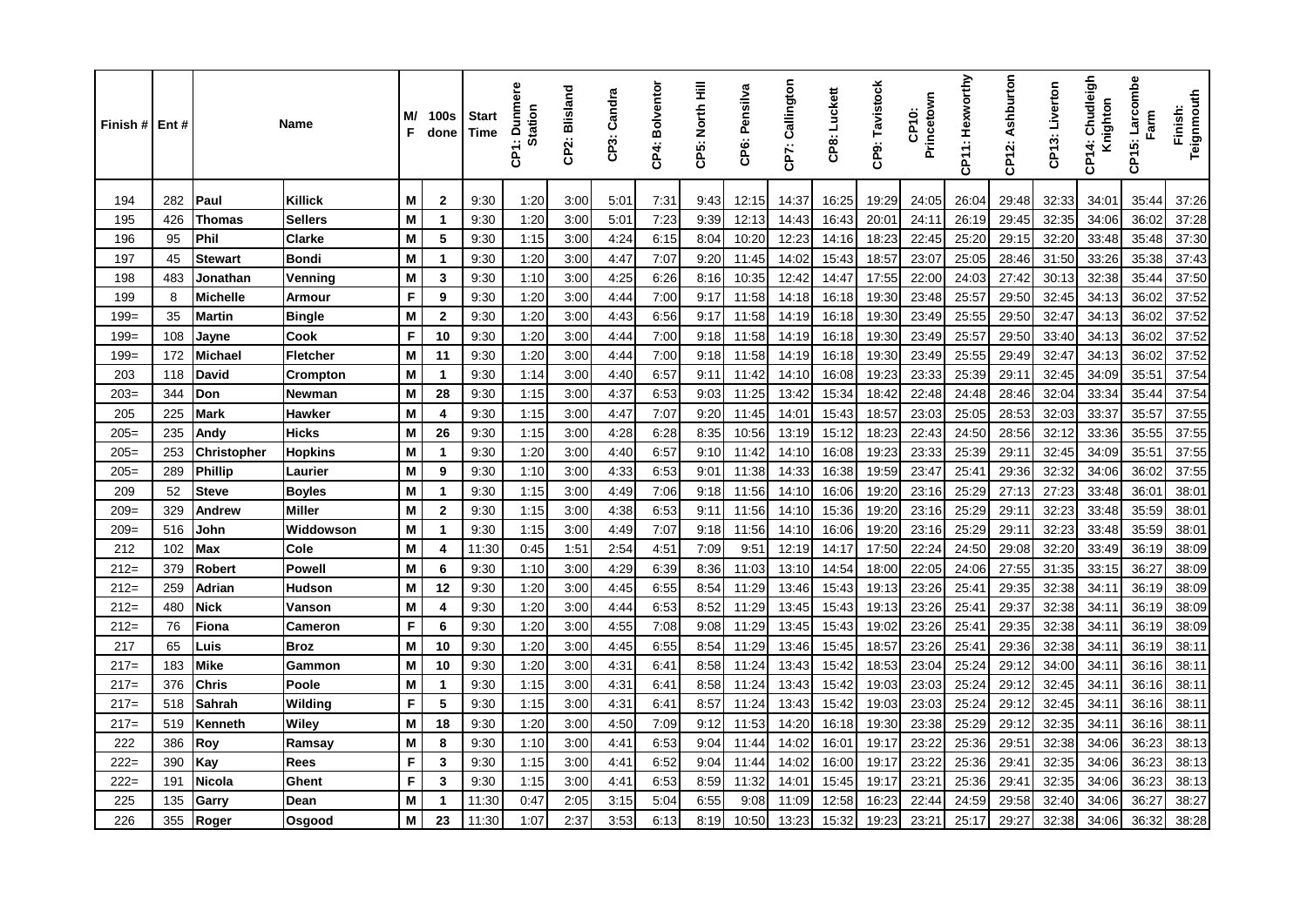| Finish # | Ent # | Name | | M/F | 100s done | Start Time | CP1: Dunmere Station | CP2: Blisland | CP3: Candra | CP4: Bolventor | CP5: North Hill | CP6: Pensilva | CP7: Callington | CP8: Luckett | CP9: Tavistock | CP10: Princetown | CP11: Hexworthy | CP12: Ashburton | CP13: Liverton | CP14: Chudleigh Knighton | CP15: Larcombe Farm | Finish: Teignmouth |
|---|---|---|---|---|---|---|---|---|---|---|---|---|---|---|---|---|---|---|---|---|---|---|
| 194 | 282 | **Paul** | **Killick** | **M** | **2** | 9:30 | 1:20 | 3:00 | 5:01 | 7:31 | 9:43 | 12:15 | 14:37 | 16:25 | 19:29 | 24:05 | 26:04 | 29:48 | 32:33 | 34:01 | 35:44 | 37:26 |
| 195 | 426 | **Thomas** | **Sellers** | **M** | **1** | 9:30 | 1:20 | 3:00 | 5:01 | 7:23 | 9:39 | 12:13 | 14:43 | 16:43 | 20:01 | 24:11 | 26:19 | 29:45 | 32:35 | 34:06 | 36:02 | 37:28 |
| 196 | 95 | **Phil** | **Clarke** | **M** | **5** | 9:30 | 1:15 | 3:00 | 4:24 | 6:15 | 8:04 | 10:20 | 12:23 | 14:16 | 18:23 | 22:45 | 25:20 | 29:15 | 32:20 | 33:48 | 35:48 | 37:30 |
| 197 | 45 | **Stewart** | **Bondi** | **M** | **1** | 9:30 | 1:20 | 3:00 | 4:47 | 7:07 | 9:20 | 11:45 | 14:02 | 15:43 | 18:57 | 23:07 | 25:05 | 28:46 | 31:50 | 33:26 | 35:38 | 37:43 |
| 198 | 483 | **Jonathan** | **Venning** | **M** | **3** | 9:30 | 1:10 | 3:00 | 4:25 | 6:26 | 8:16 | 10:35 | 12:42 | 14:47 | 17:55 | 22:00 | 24:03 | 27:42 | 30:13 | 32:38 | 35:44 | 37:50 |
| 199 | 8 | **Michelle** | **Armour** | **F** | **9** | 9:30 | 1:20 | 3:00 | 4:44 | 7:00 | 9:17 | 11:58 | 14:18 | 16:18 | 19:30 | 23:48 | 25:57 | 29:50 | 32:45 | 34:13 | 36:02 | 37:52 |
| 199= | 35 | **Martin** | **Bingle** | **M** | **2** | 9:30 | 1:20 | 3:00 | 4:43 | 6:56 | 9:17 | 11:58 | 14:19 | 16:18 | 19:30 | 23:49 | 25:55 | 29:50 | 32:47 | 34:13 | 36:02 | 37:52 |
| 199= | 108 | **Jayne** | **Cook** | **F** | **10** | 9:30 | 1:20 | 3:00 | 4:44 | 7:00 | 9:18 | 11:58 | 14:19 | 16:18 | 19:30 | 23:49 | 25:57 | 29:50 | 33:40 | 34:13 | 36:02 | 37:52 |
| 199= | 172 | **Michael** | **Fletcher** | **M** | **11** | 9:30 | 1:20 | 3:00 | 4:44 | 7:00 | 9:18 | 11:58 | 14:19 | 16:18 | 19:30 | 23:49 | 25:55 | 29:49 | 32:47 | 34:13 | 36:02 | 37:52 |
| 203 | 118 | **David** | **Crompton** | **M** | **1** | 9:30 | 1:14 | 3:00 | 4:40 | 6:57 | 9:11 | 11:42 | 14:10 | 16:08 | 19:23 | 23:33 | 25:39 | 29:11 | 32:45 | 34:09 | 35:51 | 37:54 |
| 203= | 344 | **Don** | **Newman** | **M** | **28** | 9:30 | 1:15 | 3:00 | 4:37 | 6:53 | 9:03 | 11:25 | 13:42 | 15:34 | 18:42 | 22:48 | 24:48 | 28:46 | 32:04 | 33:34 | 35:44 | 37:54 |
| 205 | 225 | **Mark** | **Hawker** | **M** | **4** | 9:30 | 1:15 | 3:00 | 4:47 | 7:07 | 9:20 | 11:45 | 14:01 | 15:43 | 18:57 | 23:03 | 25:05 | 28:53 | 32:03 | 33:37 | 35:57 | 37:55 |
| 205= | 235 | **Andy** | **Hicks** | **M** | **26** | 9:30 | 1:15 | 3:00 | 4:28 | 6:28 | 8:35 | 10:56 | 13:19 | 15:12 | 18:23 | 22:43 | 24:50 | 28:56 | 32:12 | 33:36 | 35:55 | 37:55 |
| 205= | 253 | **Christopher** | **Hopkins** | **M** | **1** | 9:30 | 1:20 | 3:00 | 4:40 | 6:57 | 9:10 | 11:42 | 14:10 | 16:08 | 19:23 | 23:33 | 25:39 | 29:11 | 32:45 | 34:09 | 35:51 | 37:55 |
| 205= | 289 | **Phillip** | **Laurier** | **M** | **9** | 9:30 | 1:10 | 3:00 | 4:33 | 6:53 | 9:01 | 11:38 | 14:33 | 16:38 | 19:59 | 23:47 | 25:41 | 29:36 | 32:32 | 34:06 | 36:02 | 37:55 |
| 209 | 52 | **Steve** | **Boyles** | **M** | **1** | 9:30 | 1:15 | 3:00 | 4:49 | 7:06 | 9:18 | 11:56 | 14:10 | 16:06 | 19:20 | 23:16 | 25:29 | 27:13 | 27:23 | 33:48 | 36:01 | 38:01 |
| 209= | 329 | **Andrew** | **Miller** | **M** | **2** | 9:30 | 1:15 | 3:00 | 4:38 | 6:53 | 9:11 | 11:56 | 14:10 | 15:36 | 19:20 | 23:16 | 25:29 | 29:11 | 32:23 | 33:48 | 35:59 | 38:01 |
| 209= | 516 | **John** | **Widdowson** | **M** | **1** | 9:30 | 1:15 | 3:00 | 4:49 | 7:07 | 9:18 | 11:56 | 14:10 | 16:06 | 19:20 | 23:16 | 25:29 | 29:11 | 32:23 | 33:48 | 35:59 | 38:01 |
| 212 | 102 | **Max** | **Cole** | **M** | **4** | 11:30 | 0:45 | 1:51 | 2:54 | 4:51 | 7:09 | 9:51 | 12:19 | 14:17 | 17:50 | 22:24 | 24:50 | 29:08 | 32:20 | 33:49 | 36:19 | 38:09 |
| 212= | 379 | **Robert** | **Powell** | **M** | **6** | 9:30 | 1:10 | 3:00 | 4:29 | 6:39 | 8:36 | 11:03 | 13:10 | 14:54 | 18:00 | 22:05 | 24:06 | 27:55 | 31:35 | 33:15 | 36:27 | 38:09 |
| 212= | 259 | **Adrian** | **Hudson** | **M** | **12** | 9:30 | 1:20 | 3:00 | 4:45 | 6:55 | 8:54 | 11:29 | 13:46 | 15:43 | 19:13 | 23:26 | 25:41 | 29:35 | 32:38 | 34:11 | 36:19 | 38:09 |
| 212= | 480 | **Nick** | **Vanson** | **M** | **4** | 9:30 | 1:20 | 3:00 | 4:44 | 6:53 | 8:52 | 11:29 | 13:45 | 15:43 | 19:13 | 23:26 | 25:41 | 29:37 | 32:38 | 34:11 | 36:19 | 38:09 |
| 212= | 76 | **Fiona** | **Cameron** | **F** | **6** | 9:30 | 1:20 | 3:00 | 4:55 | 7:08 | 9:08 | 11:29 | 13:45 | 15:43 | 19:02 | 23:26 | 25:41 | 29:35 | 32:38 | 34:11 | 36:19 | 38:09 |
| 217 | 65 | **Luis** | **Broz** | **M** | **10** | 9:30 | 1:20 | 3:00 | 4:45 | 6:55 | 8:54 | 11:29 | 13:46 | 15:45 | 18:57 | 23:26 | 25:41 | 29:36 | 32:38 | 34:11 | 36:19 | 38:11 |
| 217= | 183 | **Mike** | **Gammon** | **M** | **10** | 9:30 | 1:20 | 3:00 | 4:31 | 6:41 | 8:58 | 11:24 | 13:43 | 15:42 | 18:53 | 23:04 | 25:24 | 29:12 | 34:00 | 34:11 | 36:16 | 38:11 |
| 217= | 376 | **Chris** | **Poole** | **M** | **1** | 9:30 | 1:15 | 3:00 | 4:31 | 6:41 | 8:58 | 11:24 | 13:43 | 15:42 | 19:03 | 23:03 | 25:24 | 29:12 | 32:45 | 34:11 | 36:16 | 38:11 |
| 217= | 518 | **Sahrah** | **Wilding** | **F** | **5** | 9:30 | 1:15 | 3:00 | 4:31 | 6:41 | 8:57 | 11:24 | 13:43 | 15:42 | 19:03 | 23:03 | 25:24 | 29:12 | 32:45 | 34:11 | 36:16 | 38:11 |
| 217= | 519 | **Kenneth** | **Wiley** | **M** | **18** | 9:30 | 1:20 | 3:00 | 4:50 | 7:09 | 9:12 | 11:53 | 14:20 | 16:18 | 19:30 | 23:38 | 25:29 | 29:12 | 32:35 | 34:11 | 36:16 | 38:11 |
| 222 | 386 | **Roy** | **Ramsay** | **M** | **8** | 9:30 | 1:10 | 3:00 | 4:41 | 6:53 | 9:04 | 11:44 | 14:02 | 16:01 | 19:17 | 23:22 | 25:36 | 29:51 | 32:38 | 34:06 | 36:23 | 38:13 |
| 222= | 390 | **Kay** | **Rees** | **F** | **3** | 9:30 | 1:15 | 3:00 | 4:41 | 6:52 | 9:04 | 11:44 | 14:02 | 16:00 | 19:17 | 23:22 | 25:36 | 29:41 | 32:35 | 34:06 | 36:23 | 38:13 |
| 222= | 191 | **Nicola** | **Ghent** | **F** | **3** | 9:30 | 1:15 | 3:00 | 4:41 | 6:53 | 8:59 | 11:32 | 14:01 | 15:45 | 19:17 | 23:21 | 25:36 | 29:41 | 32:35 | 34:06 | 36:23 | 38:13 |
| 225 | 135 | **Garry** | **Dean** | **M** | **1** | 11:30 | 0:47 | 2:05 | 3:15 | 5:04 | 6:55 | 9:08 | 11:09 | 12:58 | 16:23 | 22:44 | 24:59 | 29:58 | 32:40 | 34:06 | 36:27 | 38:27 |
| 226 | 355 | **Roger** | **Osgood** | **M** | **23** | 11:30 | 1:07 | 2:37 | 3:53 | 6:13 | 8:19 | 10:50 | 13:23 | 15:32 | 19:23 | 23:21 | 25:17 | 29:27 | 32:38 | 34:06 | 36:32 | 38:28 |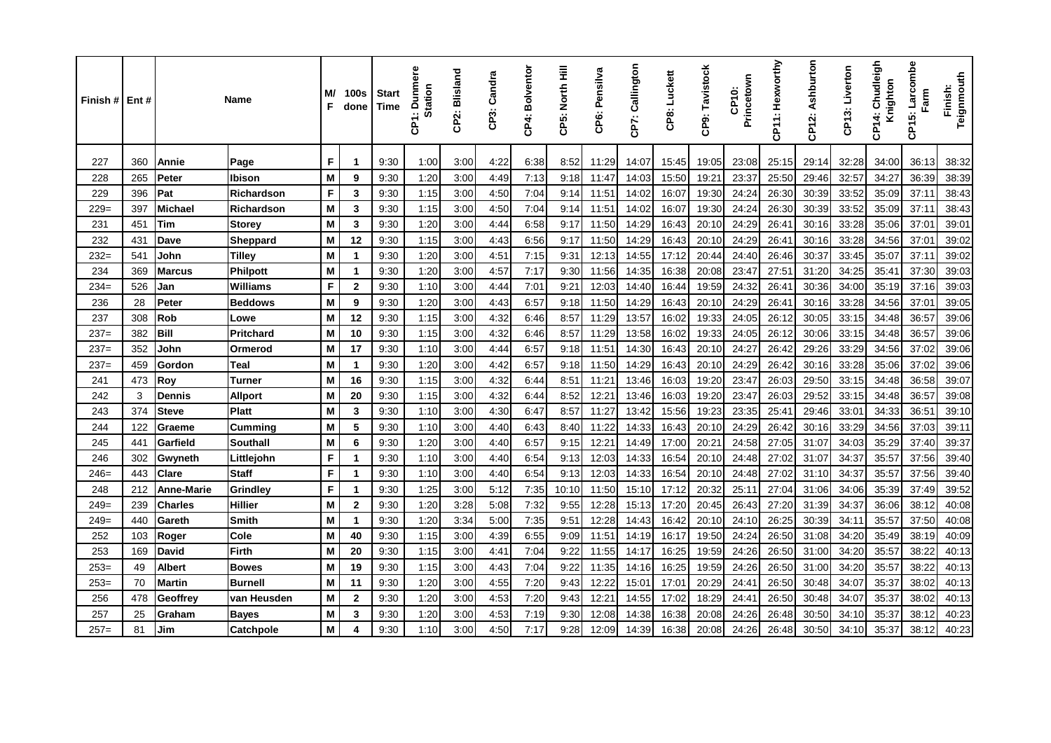| Finish # | Ent # | Name | | M/F | 100s done | Start Time | CP1: Dunmere Station | CP2: Blisland | CP3: Candra | CP4: Bolventor | CP5: North Hill | CP6: Pensilva | CP7: Callington | CP8: Luckett | CP9: Tavistock | CP10: Princetown | CP11: Hexworthy | CP12: Ashburton | CP13: Liverton | CP14: Chudleigh Knighton | CP15: Larcombe Farm | Finish: Teignmouth |
|---|---|---|---|---|---|---|---|---|---|---|---|---|---|---|---|---|---|---|---|---|---|---|
| 227 | 360 | **Annie** | **Page** | **F** | **1** | 9:30 | 1:00 | 3:00 | 4:22 | 6:38 | 8:52 | 11:29 | 14:07 | 15:45 | 19:05 | 23:08 | 25:15 | 29:14 | 32:28 | 34:00 | 36:13 | 38:32 |
| 228 | 265 | **Peter** | **Ibison** | **M** | **9** | 9:30 | 1:20 | 3:00 | 4:49 | 7:13 | 9:18 | 11:47 | 14:03 | 15:50 | 19:21 | 23:37 | 25:50 | 29:46 | 32:57 | 34:27 | 36:39 | 38:39 |
| 229 | 396 | **Pat** | **Richardson** | **F** | **3** | 9:30 | 1:15 | 3:00 | 4:50 | 7:04 | 9:14 | 11:51 | 14:02 | 16:07 | 19:30 | 24:24 | 26:30 | 30:39 | 33:52 | 35:09 | 37:11 | 38:43 |
| 229= | 397 | **Michael** | **Richardson** | **M** | **3** | 9:30 | 1:15 | 3:00 | 4:50 | 7:04 | 9:14 | 11:51 | 14:02 | 16:07 | 19:30 | 24:24 | 26:30 | 30:39 | 33:52 | 35:09 | 37:11 | 38:43 |
| 231 | 451 | **Tim** | **Storey** | **M** | **3** | 9:30 | 1:20 | 3:00 | 4:44 | 6:58 | 9:17 | 11:50 | 14:29 | 16:43 | 20:10 | 24:29 | 26:41 | 30:16 | 33:28 | 35:06 | 37:01 | 39:01 |
| 232 | 431 | **Dave** | **Sheppard** | **M** | **12** | 9:30 | 1:15 | 3:00 | 4:43 | 6:56 | 9:17 | 11:50 | 14:29 | 16:43 | 20:10 | 24:29 | 26:41 | 30:16 | 33:28 | 34:56 | 37:01 | 39:02 |
| 232= | 541 | **John** | **Tilley** | **M** | **1** | 9:30 | 1:20 | 3:00 | 4:51 | 7:15 | 9:31 | 12:13 | 14:55 | 17:12 | 20:44 | 24:40 | 26:46 | 30:37 | 33:45 | 35:07 | 37:11 | 39:02 |
| 234 | 369 | **Marcus** | **Philpott** | **M** | **1** | 9:30 | 1:20 | 3:00 | 4:57 | 7:17 | 9:30 | 11:56 | 14:35 | 16:38 | 20:08 | 23:47 | 27:51 | 31:20 | 34:25 | 35:41 | 37:30 | 39:03 |
| 234= | 526 | **Jan** | **Williams** | **F** | **2** | 9:30 | 1:10 | 3:00 | 4:44 | 7:01 | 9:21 | 12:03 | 14:40 | 16:44 | 19:59 | 24:32 | 26:41 | 30:36 | 34:00 | 35:19 | 37:16 | 39:03 |
| 236 | 28 | **Peter** | **Beddows** | **M** | **9** | 9:30 | 1:20 | 3:00 | 4:43 | 6:57 | 9:18 | 11:50 | 14:29 | 16:43 | 20:10 | 24:29 | 26:41 | 30:16 | 33:28 | 34:56 | 37:01 | 39:05 |
| 237 | 308 | **Rob** | **Lowe** | **M** | **12** | 9:30 | 1:15 | 3:00 | 4:32 | 6:46 | 8:57 | 11:29 | 13:57 | 16:02 | 19:33 | 24:05 | 26:12 | 30:05 | 33:15 | 34:48 | 36:57 | 39:06 |
| 237= | 382 | **Bill** | **Pritchard** | **M** | **10** | 9:30 | 1:15 | 3:00 | 4:32 | 6:46 | 8:57 | 11:29 | 13:58 | 16:02 | 19:33 | 24:05 | 26:12 | 30:06 | 33:15 | 34:48 | 36:57 | 39:06 |
| 237= | 352 | **John** | **Ormerod** | **M** | **17** | 9:30 | 1:10 | 3:00 | 4:44 | 6:57 | 9:18 | 11:51 | 14:30 | 16:43 | 20:10 | 24:27 | 26:42 | 29:26 | 33:29 | 34:56 | 37:02 | 39:06 |
| 237= | 459 | **Gordon** | **Teal** | **M** | **1** | 9:30 | 1:20 | 3:00 | 4:42 | 6:57 | 9:18 | 11:50 | 14:29 | 16:43 | 20:10 | 24:29 | 26:42 | 30:16 | 33:28 | 35:06 | 37:02 | 39:06 |
| 241 | 473 | **Roy** | **Turner** | **M** | **16** | 9:30 | 1:15 | 3:00 | 4:32 | 6:44 | 8:51 | 11:21 | 13:46 | 16:03 | 19:20 | 23:47 | 26:03 | 29:50 | 33:15 | 34:48 | 36:58 | 39:07 |
| 242 | 3 | **Dennis** | **Allport** | **M** | **20** | 9:30 | 1:15 | 3:00 | 4:32 | 6:44 | 8:52 | 12:21 | 13:46 | 16:03 | 19:20 | 23:47 | 26:03 | 29:52 | 33:15 | 34:48 | 36:57 | 39:08 |
| 243 | 374 | **Steve** | **Platt** | **M** | **3** | 9:30 | 1:10 | 3:00 | 4:30 | 6:47 | 8:57 | 11:27 | 13:42 | 15:56 | 19:23 | 23:35 | 25:41 | 29:46 | 33:01 | 34:33 | 36:51 | 39:10 |
| 244 | 122 | **Graeme** | **Cumming** | **M** | **5** | 9:30 | 1:10 | 3:00 | 4:40 | 6:43 | 8:40 | 11:22 | 14:33 | 16:43 | 20:10 | 24:29 | 26:42 | 30:16 | 33:29 | 34:56 | 37:03 | 39:11 |
| 245 | 441 | **Garfield** | **Southall** | **M** | **6** | 9:30 | 1:20 | 3:00 | 4:40 | 6:57 | 9:15 | 12:21 | 14:49 | 17:00 | 20:21 | 24:58 | 27:05 | 31:07 | 34:03 | 35:29 | 37:40 | 39:37 |
| 246 | 302 | **Gwyneth** | **Littlejohn** | **F** | **1** | 9:30 | 1:10 | 3:00 | 4:40 | 6:54 | 9:13 | 12:03 | 14:33 | 16:54 | 20:10 | 24:48 | 27:02 | 31:07 | 34:37 | 35:57 | 37:56 | 39:40 |
| 246= | 443 | **Clare** | **Staff** | **F** | **1** | 9:30 | 1:10 | 3:00 | 4:40 | 6:54 | 9:13 | 12:03 | 14:33 | 16:54 | 20:10 | 24:48 | 27:02 | 31:10 | 34:37 | 35:57 | 37:56 | 39:40 |
| 248 | 212 | **Anne-Marie** | **Grindley** | **F** | **1** | 9:30 | 1:25 | 3:00 | 5:12 | 7:35 | 10:10 | 11:50 | 15:10 | 17:12 | 20:32 | 25:11 | 27:04 | 31:06 | 34:06 | 35:39 | 37:49 | 39:52 |
| 249= | 239 | **Charles** | **Hillier** | **M** | **2** | 9:30 | 1:20 | 3:28 | 5:08 | 7:32 | 9:55 | 12:28 | 15:13 | 17:20 | 20:45 | 26:43 | 27:20 | 31:39 | 34:37 | 36:06 | 38:12 | 40:08 |
| 249= | 440 | **Gareth** | **Smith** | **M** | **1** | 9:30 | 1:20 | 3:34 | 5:00 | 7:35 | 9:51 | 12:28 | 14:43 | 16:42 | 20:10 | 24:10 | 26:25 | 30:39 | 34:11 | 35:57 | 37:50 | 40:08 |
| 252 | 103 | **Roger** | **Cole** | **M** | **40** | 9:30 | 1:15 | 3:00 | 4:39 | 6:55 | 9:09 | 11:51 | 14:19 | 16:17 | 19:50 | 24:24 | 26:50 | 31:08 | 34:20 | 35:49 | 38:19 | 40:09 |
| 253 | 169 | **David** | **Firth** | **M** | **20** | 9:30 | 1:15 | 3:00 | 4:41 | 7:04 | 9:22 | 11:55 | 14:17 | 16:25 | 19:59 | 24:26 | 26:50 | 31:00 | 34:20 | 35:57 | 38:22 | 40:13 |
| 253= | 49 | **Albert** | **Bowes** | **M** | **19** | 9:30 | 1:15 | 3:00 | 4:43 | 7:04 | 9:22 | 11:35 | 14:16 | 16:25 | 19:59 | 24:26 | 26:50 | 31:00 | 34:20 | 35:57 | 38:22 | 40:13 |
| 253= | 70 | **Martin** | **Burnell** | **M** | **11** | 9:30 | 1:20 | 3:00 | 4:55 | 7:20 | 9:43 | 12:22 | 15:01 | 17:01 | 20:29 | 24:41 | 26:50 | 30:48 | 34:07 | 35:37 | 38:02 | 40:13 |
| 256 | 478 | **Geoffrey** | **van Heusden** | **M** | **2** | 9:30 | 1:20 | 3:00 | 4:53 | 7:20 | 9:43 | 12:21 | 14:55 | 17:02 | 18:29 | 24:41 | 26:50 | 30:48 | 34:07 | 35:37 | 38:02 | 40:13 |
| 257 | 25 | **Graham** | **Bayes** | **M** | **3** | 9:30 | 1:20 | 3:00 | 4:53 | 7:19 | 9:30 | 12:08 | 14:38 | 16:38 | 20:08 | 24:26 | 26:48 | 30:50 | 34:10 | 35:37 | 38:12 | 40:23 |
| 257= | 81 | **Jim** | **Catchpole** | **M** | **4** | 9:30 | 1:10 | 3:00 | 4:50 | 7:17 | 9:28 | 12:09 | 14:39 | 16:38 | 20:08 | 24:26 | 26:48 | 30:50 | 34:10 | 35:37 | 38:12 | 40:23 |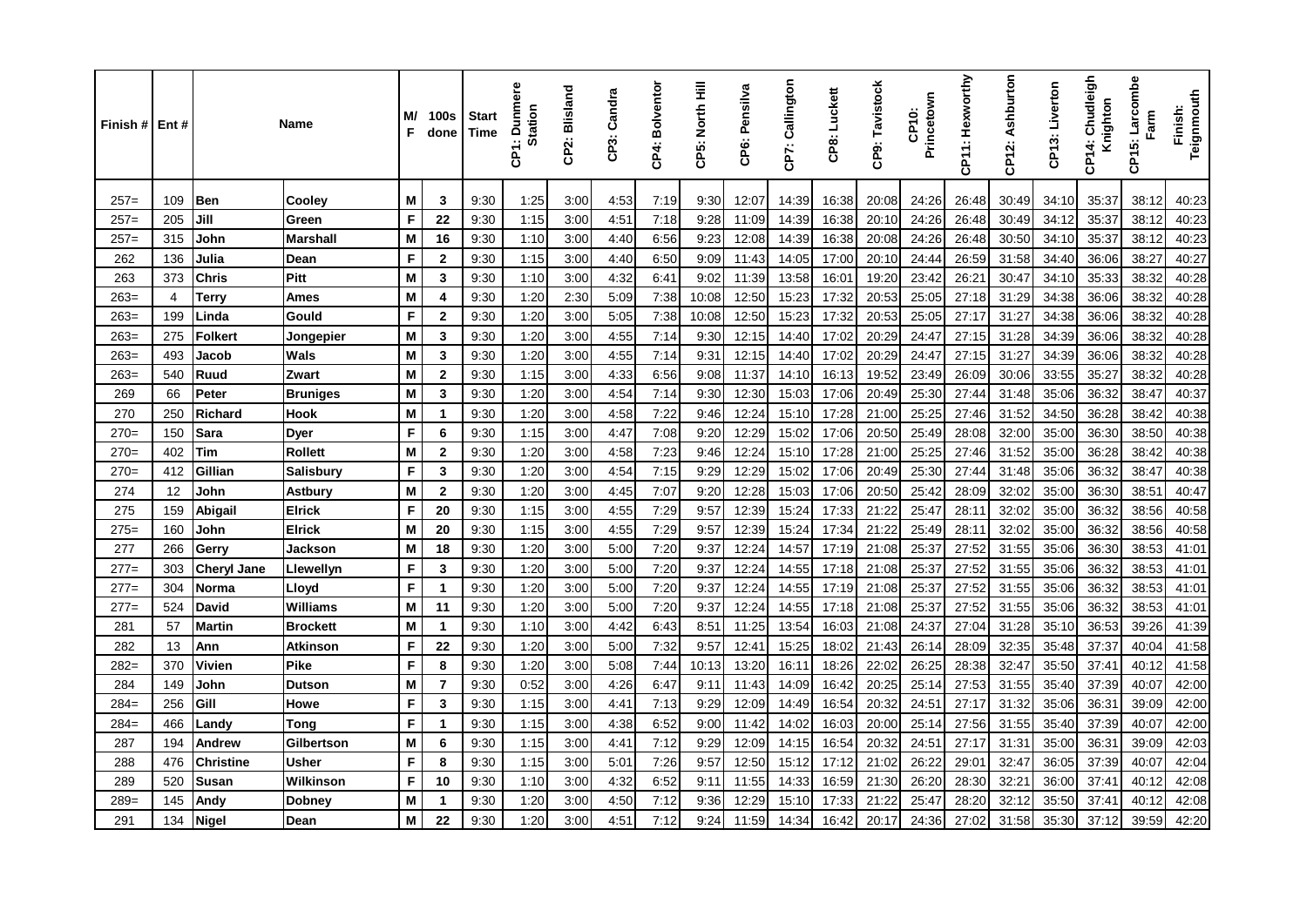| Finish # | Ent # | Name | | M/F | 100s done | Start Time | CP1: Dunmere Station | CP2: Blisland | CP3: Candra | CP4: Bolventor | CP5: North Hill | CP6: Pensilva | CP7: Callington | CP8: Luckett | CP9: Tavistock | CP10: Princetown | CP11: Hexworthy | CP12: Ashburton | CP13: Liverton | CP14: Chudleigh Knighton | CP15: Larcombe Farm | Finish: Teignmouth |
|---|---|---|---|---|---|---|---|---|---|---|---|---|---|---|---|---|---|---|---|---|---|---|
| 257= | 109 | Ben | Cooley | M | 3 | 9:30 | 1:25 | 3:00 | 4:53 | 7:19 | 9:30 | 12:07 | 14:39 | 16:38 | 20:08 | 24:26 | 26:48 | 30:49 | 34:10 | 35:37 | 38:12 | 40:23 |
| 257= | 205 | Jill | Green | F | 22 | 9:30 | 1:15 | 3:00 | 4:51 | 7:18 | 9:28 | 11:09 | 14:39 | 16:38 | 20:10 | 24:26 | 26:48 | 30:49 | 34:12 | 35:37 | 38:12 | 40:23 |
| 257= | 315 | John | Marshall | M | 16 | 9:30 | 1:10 | 3:00 | 4:40 | 6:56 | 9:23 | 12:08 | 14:39 | 16:38 | 20:08 | 24:26 | 26:48 | 30:50 | 34:10 | 35:37 | 38:12 | 40:23 |
| 262 | 136 | Julia | Dean | F | 2 | 9:30 | 1:15 | 3:00 | 4:40 | 6:50 | 9:09 | 11:43 | 14:05 | 17:00 | 20:10 | 24:44 | 26:59 | 31:58 | 34:40 | 36:06 | 38:27 | 40:27 |
| 263 | 373 | Chris | Pitt | M | 3 | 9:30 | 1:10 | 3:00 | 4:32 | 6:41 | 9:02 | 11:39 | 13:58 | 16:01 | 19:20 | 23:42 | 26:21 | 30:47 | 34:10 | 35:33 | 38:32 | 40:28 |
| 263= | 4 | Terry | Ames | M | 4 | 9:30 | 1:20 | 2:30 | 5:09 | 7:38 | 10:08 | 12:50 | 15:23 | 17:32 | 20:53 | 25:05 | 27:18 | 31:29 | 34:38 | 36:06 | 38:32 | 40:28 |
| 263= | 199 | Linda | Gould | F | 2 | 9:30 | 1:20 | 3:00 | 5:05 | 7:38 | 10:08 | 12:50 | 15:23 | 17:32 | 20:53 | 25:05 | 27:17 | 31:27 | 34:38 | 36:06 | 38:32 | 40:28 |
| 263= | 275 | Folkert | Jongepier | M | 3 | 9:30 | 1:20 | 3:00 | 4:55 | 7:14 | 9:30 | 12:15 | 14:40 | 17:02 | 20:29 | 24:47 | 27:15 | 31:28 | 34:39 | 36:06 | 38:32 | 40:28 |
| 263= | 493 | Jacob | Wals | M | 3 | 9:30 | 1:20 | 3:00 | 4:55 | 7:14 | 9:31 | 12:15 | 14:40 | 17:02 | 20:29 | 24:47 | 27:15 | 31:27 | 34:39 | 36:06 | 38:32 | 40:28 |
| 263= | 540 | Ruud | Zwart | M | 2 | 9:30 | 1:15 | 3:00 | 4:33 | 6:56 | 9:08 | 11:37 | 14:10 | 16:13 | 19:52 | 23:49 | 26:09 | 30:06 | 33:55 | 35:27 | 38:32 | 40:28 |
| 269 | 66 | Peter | Bruniges | M | 3 | 9:30 | 1:20 | 3:00 | 4:54 | 7:14 | 9:30 | 12:30 | 15:03 | 17:06 | 20:49 | 25:30 | 27:44 | 31:48 | 35:06 | 36:32 | 38:47 | 40:37 |
| 270 | 250 | Richard | Hook | M | 1 | 9:30 | 1:20 | 3:00 | 4:58 | 7:22 | 9:46 | 12:24 | 15:10 | 17:28 | 21:00 | 25:25 | 27:46 | 31:52 | 34:50 | 36:28 | 38:42 | 40:38 |
| 270= | 150 | Sara | Dyer | F | 6 | 9:30 | 1:15 | 3:00 | 4:47 | 7:08 | 9:20 | 12:29 | 15:02 | 17:06 | 20:50 | 25:49 | 28:08 | 32:00 | 35:00 | 36:30 | 38:50 | 40:38 |
| 270= | 402 | Tim | Rollett | M | 2 | 9:30 | 1:20 | 3:00 | 4:58 | 7:23 | 9:46 | 12:24 | 15:10 | 17:28 | 21:00 | 25:25 | 27:46 | 31:52 | 35:00 | 36:28 | 38:42 | 40:38 |
| 270= | 412 | Gillian | Salisbury | F | 3 | 9:30 | 1:20 | 3:00 | 4:54 | 7:15 | 9:29 | 12:29 | 15:02 | 17:06 | 20:49 | 25:30 | 27:44 | 31:48 | 35:06 | 36:32 | 38:47 | 40:38 |
| 274 | 12 | John | Astbury | M | 2 | 9:30 | 1:20 | 3:00 | 4:45 | 7:07 | 9:20 | 12:28 | 15:03 | 17:06 | 20:50 | 25:42 | 28:09 | 32:02 | 35:00 | 36:30 | 38:51 | 40:47 |
| 275 | 159 | Abigail | Elrick | F | 20 | 9:30 | 1:15 | 3:00 | 4:55 | 7:29 | 9:57 | 12:39 | 15:24 | 17:33 | 21:22 | 25:47 | 28:11 | 32:02 | 35:00 | 36:32 | 38:56 | 40:58 |
| 275= | 160 | John | Elrick | M | 20 | 9:30 | 1:15 | 3:00 | 4:55 | 7:29 | 9:57 | 12:39 | 15:24 | 17:34 | 21:22 | 25:49 | 28:11 | 32:02 | 35:00 | 36:32 | 38:56 | 40:58 |
| 277 | 266 | Gerry | Jackson | M | 18 | 9:30 | 1:20 | 3:00 | 5:00 | 7:20 | 9:37 | 12:24 | 14:57 | 17:19 | 21:08 | 25:37 | 27:52 | 31:55 | 35:06 | 36:30 | 38:53 | 41:01 |
| 277= | 303 | Cheryl Jane | Llewellyn | F | 3 | 9:30 | 1:20 | 3:00 | 5:00 | 7:20 | 9:37 | 12:24 | 14:55 | 17:18 | 21:08 | 25:37 | 27:52 | 31:55 | 35:06 | 36:32 | 38:53 | 41:01 |
| 277= | 304 | Norma | Lloyd | F | 1 | 9:30 | 1:20 | 3:00 | 5:00 | 7:20 | 9:37 | 12:24 | 14:55 | 17:19 | 21:08 | 25:37 | 27:52 | 31:55 | 35:06 | 36:32 | 38:53 | 41:01 |
| 277= | 524 | David | Williams | M | 11 | 9:30 | 1:20 | 3:00 | 5:00 | 7:20 | 9:37 | 12:24 | 14:55 | 17:18 | 21:08 | 25:37 | 27:52 | 31:55 | 35:06 | 36:32 | 38:53 | 41:01 |
| 281 | 57 | Martin | Brockett | M | 1 | 9:30 | 1:10 | 3:00 | 4:42 | 6:43 | 8:51 | 11:25 | 13:54 | 16:03 | 21:08 | 24:37 | 27:04 | 31:28 | 35:10 | 36:53 | 39:26 | 41:39 |
| 282 | 13 | Ann | Atkinson | F | 22 | 9:30 | 1:20 | 3:00 | 5:00 | 7:32 | 9:57 | 12:41 | 15:25 | 18:02 | 21:43 | 26:14 | 28:09 | 32:35 | 35:48 | 37:37 | 40:04 | 41:58 |
| 282= | 370 | Vivien | Pike | F | 8 | 9:30 | 1:20 | 3:00 | 5:08 | 7:44 | 10:13 | 13:20 | 16:11 | 18:26 | 22:02 | 26:25 | 28:38 | 32:47 | 35:50 | 37:41 | 40:12 | 41:58 |
| 284 | 149 | John | Dutson | M | 7 | 9:30 | 0:52 | 3:00 | 4:26 | 6:47 | 9:11 | 11:43 | 14:09 | 16:42 | 20:25 | 25:14 | 27:53 | 31:55 | 35:40 | 37:39 | 40:07 | 42:00 |
| 284= | 256 | Gill | Howe | F | 3 | 9:30 | 1:15 | 3:00 | 4:41 | 7:13 | 9:29 | 12:09 | 14:49 | 16:54 | 20:32 | 24:51 | 27:17 | 31:32 | 35:06 | 36:31 | 39:09 | 42:00 |
| 284= | 466 | Landy | Tong | F | 1 | 9:30 | 1:15 | 3:00 | 4:38 | 6:52 | 9:00 | 11:42 | 14:02 | 16:03 | 20:00 | 25:14 | 27:56 | 31:55 | 35:40 | 37:39 | 40:07 | 42:00 |
| 287 | 194 | Andrew | Gilbertson | M | 6 | 9:30 | 1:15 | 3:00 | 4:41 | 7:12 | 9:29 | 12:09 | 14:15 | 16:54 | 20:32 | 24:51 | 27:17 | 31:31 | 35:00 | 36:31 | 39:09 | 42:03 |
| 288 | 476 | Christine | Usher | F | 8 | 9:30 | 1:15 | 3:00 | 5:01 | 7:26 | 9:57 | 12:50 | 15:12 | 17:12 | 21:02 | 26:22 | 29:01 | 32:47 | 36:05 | 37:39 | 40:07 | 42:04 |
| 289 | 520 | Susan | Wilkinson | F | 10 | 9:30 | 1:10 | 3:00 | 4:32 | 6:52 | 9:11 | 11:55 | 14:33 | 16:59 | 21:30 | 26:20 | 28:30 | 32:21 | 36:00 | 37:41 | 40:12 | 42:08 |
| 289= | 145 | Andy | Dobney | M | 1 | 9:30 | 1:20 | 3:00 | 4:50 | 7:12 | 9:36 | 12:29 | 15:10 | 17:33 | 21:22 | 25:47 | 28:20 | 32:12 | 35:50 | 37:41 | 40:12 | 42:08 |
| 291 | 134 | Nigel | Dean | M | 22 | 9:30 | 1:20 | 3:00 | 4:51 | 7:12 | 9:24 | 11:59 | 14:34 | 16:42 | 20:17 | 24:36 | 27:02 | 31:58 | 35:30 | 37:12 | 39:59 | 42:20 |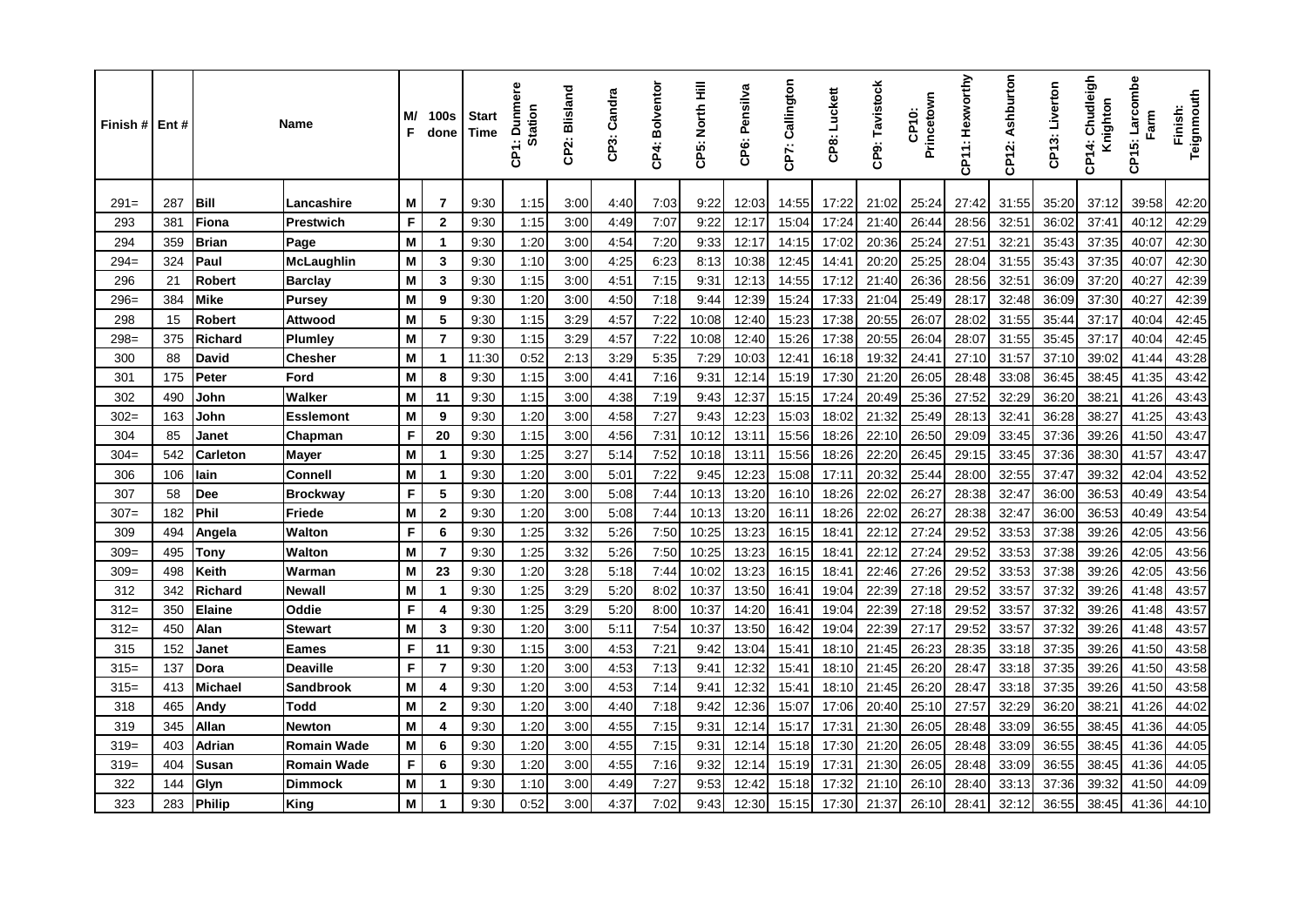| Finish # | Ent # | Name | | M/F | 100s done | Start Time | CP1: Dunmere Station | CP2: Blisland | CP3: Candra | CP4: Bolventor | CP5: North Hill | CP6: Pensilva | CP7: Callington | CP8: Luckett | CP9: Tavistock | CP10: Princetown | CP11: Hexworthy | CP12: Ashburton | CP13: Liverton | CP14: Chudleigh Knighton | CP15: Larcombe Farm | Finish: Teignmouth |
|---|---|---|---|---|---|---|---|---|---|---|---|---|---|---|---|---|---|---|---|---|---|---|
| 291= | 287 | **Bill** | **Lancashire** | **M** | **7** | 9:30 | 1:15 | 3:00 | 4:40 | 7:03 | 9:22 | 12:03 | 14:55 | 17:22 | 21:02 | 25:24 | 27:42 | 31:55 | 35:20 | 37:12 | 39:58 | 42:20 |
| 293 | 381 | **Fiona** | **Prestwich** | **F** | **2** | 9:30 | 1:15 | 3:00 | 4:49 | 7:07 | 9:22 | 12:17 | 15:04 | 17:24 | 21:40 | 26:44 | 28:56 | 32:51 | 36:02 | 37:41 | 40:12 | 42:29 |
| 294 | 359 | **Brian** | **Page** | **M** | **1** | 9:30 | 1:20 | 3:00 | 4:54 | 7:20 | 9:33 | 12:17 | 14:15 | 17:02 | 20:36 | 25:24 | 27:51 | 32:21 | 35:43 | 37:35 | 40:07 | 42:30 |
| 294= | 324 | **Paul** | **McLaughlin** | **M** | **3** | 9:30 | 1:10 | 3:00 | 4:25 | 6:23 | 8:13 | 10:38 | 12:45 | 14:41 | 20:20 | 25:25 | 28:04 | 31:55 | 35:43 | 37:35 | 40:07 | 42:30 |
| 296 | 21 | **Robert** | **Barclay** | **M** | **3** | 9:30 | 1:15 | 3:00 | 4:51 | 7:15 | 9:31 | 12:13 | 14:55 | 17:12 | 21:40 | 26:36 | 28:56 | 32:51 | 36:09 | 37:20 | 40:27 | 42:39 |
| 296= | 384 | **Mike** | **Pursey** | **M** | **9** | 9:30 | 1:20 | 3:00 | 4:50 | 7:18 | 9:44 | 12:39 | 15:24 | 17:33 | 21:04 | 25:49 | 28:17 | 32:48 | 36:09 | 37:30 | 40:27 | 42:39 |
| 298 | 15 | **Robert** | **Attwood** | **M** | **5** | 9:30 | 1:15 | 3:29 | 4:57 | 7:22 | 10:08 | 12:40 | 15:23 | 17:38 | 20:55 | 26:07 | 28:02 | 31:55 | 35:44 | 37:17 | 40:04 | 42:45 |
| 298= | 375 | **Richard** | **Plumley** | **M** | **7** | 9:30 | 1:15 | 3:29 | 4:57 | 7:22 | 10:08 | 12:40 | 15:26 | 17:38 | 20:55 | 26:04 | 28:07 | 31:55 | 35:45 | 37:17 | 40:04 | 42:45 |
| 300 | 88 | **David** | **Chesher** | **M** | **1** | 11:30 | 0:52 | 2:13 | 3:29 | 5:35 | 7:29 | 10:03 | 12:41 | 16:18 | 19:32 | 24:41 | 27:10 | 31:57 | 37:10 | 39:02 | 41:44 | 43:28 |
| 301 | 175 | **Peter** | **Ford** | **M** | **8** | 9:30 | 1:15 | 3:00 | 4:41 | 7:16 | 9:31 | 12:14 | 15:19 | 17:30 | 21:20 | 26:05 | 28:48 | 33:08 | 36:45 | 38:45 | 41:35 | 43:42 |
| 302 | 490 | **John** | **Walker** | **M** | **11** | 9:30 | 1:15 | 3:00 | 4:38 | 7:19 | 9:43 | 12:37 | 15:15 | 17:24 | 20:49 | 25:36 | 27:52 | 32:29 | 36:20 | 38:21 | 41:26 | 43:43 |
| 302= | 163 | **John** | **Esslemont** | **M** | **9** | 9:30 | 1:20 | 3:00 | 4:58 | 7:27 | 9:43 | 12:23 | 15:03 | 18:02 | 21:32 | 25:49 | 28:13 | 32:41 | 36:28 | 38:27 | 41:25 | 43:43 |
| 304 | 85 | **Janet** | **Chapman** | **F** | **20** | 9:30 | 1:15 | 3:00 | 4:56 | 7:31 | 10:12 | 13:11 | 15:56 | 18:26 | 22:10 | 26:50 | 29:09 | 33:45 | 37:36 | 39:26 | 41:50 | 43:47 |
| 304= | 542 | **Carleton** | **Mayer** | **M** | **1** | 9:30 | 1:25 | 3:27 | 5:14 | 7:52 | 10:18 | 13:11 | 15:56 | 18:26 | 22:20 | 26:45 | 29:15 | 33:45 | 37:36 | 38:30 | 41:57 | 43:47 |
| 306 | 106 | **Iain** | **Connell** | **M** | **1** | 9:30 | 1:20 | 3:00 | 5:01 | 7:22 | 9:45 | 12:23 | 15:08 | 17:11 | 20:32 | 25:44 | 28:00 | 32:55 | 37:47 | 39:32 | 42:04 | 43:52 |
| 307 | 58 | **Dee** | **Brockway** | **F** | **5** | 9:30 | 1:20 | 3:00 | 5:08 | 7:44 | 10:13 | 13:20 | 16:10 | 18:26 | 22:02 | 26:27 | 28:38 | 32:47 | 36:00 | 36:53 | 40:49 | 43:54 |
| 307= | 182 | **Phil** | **Friede** | **M** | **2** | 9:30 | 1:20 | 3:00 | 5:08 | 7:44 | 10:13 | 13:20 | 16:11 | 18:26 | 22:02 | 26:27 | 28:38 | 32:47 | 36:00 | 36:53 | 40:49 | 43:54 |
| 309 | 494 | **Angela** | **Walton** | **F** | **6** | 9:30 | 1:25 | 3:32 | 5:26 | 7:50 | 10:25 | 13:23 | 16:15 | 18:41 | 22:12 | 27:24 | 29:52 | 33:53 | 37:38 | 39:26 | 42:05 | 43:56 |
| 309= | 495 | **Tony** | **Walton** | **M** | **7** | 9:30 | 1:25 | 3:32 | 5:26 | 7:50 | 10:25 | 13:23 | 16:15 | 18:41 | 22:12 | 27:24 | 29:52 | 33:53 | 37:38 | 39:26 | 42:05 | 43:56 |
| 309= | 498 | **Keith** | **Warman** | **M** | **23** | 9:30 | 1:20 | 3:28 | 5:18 | 7:44 | 10:02 | 13:23 | 16:15 | 18:41 | 22:46 | 27:26 | 29:52 | 33:53 | 37:38 | 39:26 | 42:05 | 43:56 |
| 312 | 342 | **Richard** | **Newall** | **M** | **1** | 9:30 | 1:25 | 3:29 | 5:20 | 8:02 | 10:37 | 13:50 | 16:41 | 19:04 | 22:39 | 27:18 | 29:52 | 33:57 | 37:32 | 39:26 | 41:48 | 43:57 |
| 312= | 350 | **Elaine** | **Oddie** | **F** | **4** | 9:30 | 1:25 | 3:29 | 5:20 | 8:00 | 10:37 | 14:20 | 16:41 | 19:04 | 22:39 | 27:18 | 29:52 | 33:57 | 37:32 | 39:26 | 41:48 | 43:57 |
| 312= | 450 | **Alan** | **Stewart** | **M** | **3** | 9:30 | 1:20 | 3:00 | 5:11 | 7:54 | 10:37 | 13:50 | 16:42 | 19:04 | 22:39 | 27:17 | 29:52 | 33:57 | 37:32 | 39:26 | 41:48 | 43:57 |
| 315 | 152 | **Janet** | **Eames** | **F** | **11** | 9:30 | 1:15 | 3:00 | 4:53 | 7:21 | 9:42 | 13:04 | 15:41 | 18:10 | 21:45 | 26:23 | 28:35 | 33:18 | 37:35 | 39:26 | 41:50 | 43:58 |
| 315= | 137 | **Dora** | **Deaville** | **F** | **7** | 9:30 | 1:20 | 3:00 | 4:53 | 7:13 | 9:41 | 12:32 | 15:41 | 18:10 | 21:45 | 26:20 | 28:47 | 33:18 | 37:35 | 39:26 | 41:50 | 43:58 |
| 315= | 413 | **Michael** | **Sandbrook** | **M** | **4** | 9:30 | 1:20 | 3:00 | 4:53 | 7:14 | 9:41 | 12:32 | 15:41 | 18:10 | 21:45 | 26:20 | 28:47 | 33:18 | 37:35 | 39:26 | 41:50 | 43:58 |
| 318 | 465 | **Andy** | **Todd** | **M** | **2** | 9:30 | 1:20 | 3:00 | 4:40 | 7:18 | 9:42 | 12:36 | 15:07 | 17:06 | 20:40 | 25:10 | 27:57 | 32:29 | 36:20 | 38:21 | 41:26 | 44:02 |
| 319 | 345 | **Allan** | **Newton** | **M** | **4** | 9:30 | 1:20 | 3:00 | 4:55 | 7:15 | 9:31 | 12:14 | 15:17 | 17:31 | 21:30 | 26:05 | 28:48 | 33:09 | 36:55 | 38:45 | 41:36 | 44:05 |
| 319= | 403 | **Adrian** | **Romain Wade** | **M** | **6** | 9:30 | 1:20 | 3:00 | 4:55 | 7:15 | 9:31 | 12:14 | 15:18 | 17:30 | 21:20 | 26:05 | 28:48 | 33:09 | 36:55 | 38:45 | 41:36 | 44:05 |
| 319= | 404 | **Susan** | **Romain Wade** | **F** | **6** | 9:30 | 1:20 | 3:00 | 4:55 | 7:16 | 9:32 | 12:14 | 15:19 | 17:31 | 21:30 | 26:05 | 28:48 | 33:09 | 36:55 | 38:45 | 41:36 | 44:05 |
| 322 | 144 | **Glyn** | **Dimmock** | **M** | **1** | 9:30 | 1:10 | 3:00 | 4:49 | 7:27 | 9:53 | 12:42 | 15:18 | 17:32 | 21:10 | 26:10 | 28:40 | 33:13 | 37:36 | 39:32 | 41:50 | 44:09 |
| 323 | 283 | **Philip** | **King** | **M** | **1** | 9:30 | 0:52 | 3:00 | 4:37 | 7:02 | 9:43 | 12:30 | 15:15 | 17:30 | 21:37 | 26:10 | 28:41 | 32:12 | 36:55 | 38:45 | 41:36 | 44:10 |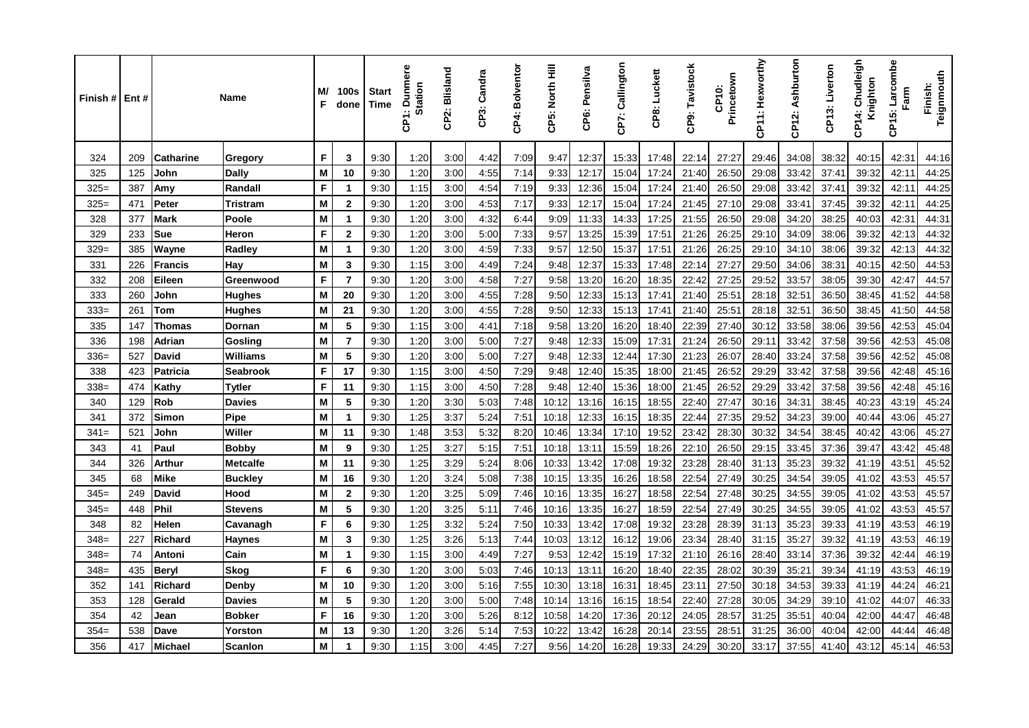| Finish # | Ent # | Name | | M/F | 100s done | Start Time | CP1: Dunmere Station | CP2: Blisland | CP3: Candra | CP4: Bolventor | CP5: North Hill | CP6: Pensilva | CP7: Callington | CP8: Luckett | CP9: Tavistock | CP10: Princetown | CP11: Hexworthy | CP12: Ashburton | CP13: Liverton | CP14: Chudleigh Knighton | CP15: Larcombe Farm | Finish: Teignmouth |
|---|---|---|---|---|---|---|---|---|---|---|---|---|---|---|---|---|---|---|---|---|---|---|
| 324 | 209 | Catharine | Gregory | F | 3 | 9:30 | 1:20 | 3:00 | 4:42 | 7:09 | 9:47 | 12:37 | 15:33 | 17:48 | 22:14 | 27:27 | 29:46 | 34:08 | 38:32 | 40:15 | 42:31 | 44:16 |
| 325 | 125 | John | Dally | M | 10 | 9:30 | 1:20 | 3:00 | 4:55 | 7:14 | 9:33 | 12:17 | 15:04 | 17:24 | 21:40 | 26:50 | 29:08 | 33:42 | 37:41 | 39:32 | 42:11 | 44:25 |
| 325= | 387 | Amy | Randall | F | 1 | 9:30 | 1:15 | 3:00 | 4:54 | 7:19 | 9:33 | 12:36 | 15:04 | 17:24 | 21:40 | 26:50 | 29:08 | 33:42 | 37:41 | 39:32 | 42:11 | 44:25 |
| 325= | 471 | Peter | Tristram | M | 2 | 9:30 | 1:20 | 3:00 | 4:53 | 7:17 | 9:33 | 12:17 | 15:04 | 17:24 | 21:45 | 27:10 | 29:08 | 33:41 | 37:45 | 39:32 | 42:11 | 44:25 |
| 328 | 377 | Mark | Poole | M | 1 | 9:30 | 1:20 | 3:00 | 4:32 | 6:44 | 9:09 | 11:33 | 14:33 | 17:25 | 21:55 | 26:50 | 29:08 | 34:20 | 38:25 | 40:03 | 42:31 | 44:31 |
| 329 | 233 | Sue | Heron | F | 2 | 9:30 | 1:20 | 3:00 | 5:00 | 7:33 | 9:57 | 13:25 | 15:39 | 17:51 | 21:26 | 26:25 | 29:10 | 34:09 | 38:06 | 39:32 | 42:13 | 44:32 |
| 329= | 385 | Wayne | Radley | M | 1 | 9:30 | 1:20 | 3:00 | 4:59 | 7:33 | 9:57 | 12:50 | 15:37 | 17:51 | 21:26 | 26:25 | 29:10 | 34:10 | 38:06 | 39:32 | 42:13 | 44:32 |
| 331 | 226 | Francis | Hay | M | 3 | 9:30 | 1:15 | 3:00 | 4:49 | 7:24 | 9:48 | 12:37 | 15:33 | 17:48 | 22:14 | 27:27 | 29:50 | 34:06 | 38:31 | 40:15 | 42:50 | 44:53 |
| 332 | 208 | Eileen | Greenwood | F | 7 | 9:30 | 1:20 | 3:00 | 4:58 | 7:27 | 9:58 | 13:20 | 16:20 | 18:35 | 22:42 | 27:25 | 29:52 | 33:57 | 38:05 | 39:30 | 42:47 | 44:57 |
| 333 | 260 | John | Hughes | M | 20 | 9:30 | 1:20 | 3:00 | 4:55 | 7:28 | 9:50 | 12:33 | 15:13 | 17:41 | 21:40 | 25:51 | 28:18 | 32:51 | 36:50 | 38:45 | 41:52 | 44:58 |
| 333= | 261 | Tom | Hughes | M | 21 | 9:30 | 1:20 | 3:00 | 4:55 | 7:28 | 9:50 | 12:33 | 15:13 | 17:41 | 21:40 | 25:51 | 28:18 | 32:51 | 36:50 | 38:45 | 41:50 | 44:58 |
| 335 | 147 | Thomas | Dornan | M | 5 | 9:30 | 1:15 | 3:00 | 4:41 | 7:18 | 9:58 | 13:20 | 16:20 | 18:40 | 22:39 | 27:40 | 30:12 | 33:58 | 38:06 | 39:56 | 42:53 | 45:04 |
| 336 | 198 | Adrian | Gosling | M | 7 | 9:30 | 1:20 | 3:00 | 5:00 | 7:27 | 9:48 | 12:33 | 15:09 | 17:31 | 21:24 | 26:50 | 29:11 | 33:42 | 37:58 | 39:56 | 42:53 | 45:08 |
| 336= | 527 | David | Williams | M | 5 | 9:30 | 1:20 | 3:00 | 5:00 | 7:27 | 9:48 | 12:33 | 12:44 | 17:30 | 21:23 | 26:07 | 28:40 | 33:24 | 37:58 | 39:56 | 42:52 | 45:08 |
| 338 | 423 | Patricia | Seabrook | F | 17 | 9:30 | 1:15 | 3:00 | 4:50 | 7:29 | 9:48 | 12:40 | 15:35 | 18:00 | 21:45 | 26:52 | 29:29 | 33:42 | 37:58 | 39:56 | 42:48 | 45:16 |
| 338= | 474 | Kathy | Tytler | F | 11 | 9:30 | 1:15 | 3:00 | 4:50 | 7:28 | 9:48 | 12:40 | 15:36 | 18:00 | 21:45 | 26:52 | 29:29 | 33:42 | 37:58 | 39:56 | 42:48 | 45:16 |
| 340 | 129 | Rob | Davies | M | 5 | 9:30 | 1:20 | 3:30 | 5:03 | 7:48 | 10:12 | 13:16 | 16:15 | 18:55 | 22:40 | 27:47 | 30:16 | 34:31 | 38:45 | 40:23 | 43:19 | 45:24 |
| 341 | 372 | Simon | Pipe | M | 1 | 9:30 | 1:25 | 3:37 | 5:24 | 7:51 | 10:18 | 12:33 | 16:15 | 18:35 | 22:44 | 27:35 | 29:52 | 34:23 | 39:00 | 40:44 | 43:06 | 45:27 |
| 341= | 521 | John | Willer | M | 11 | 9:30 | 1:48 | 3:53 | 5:32 | 8:20 | 10:46 | 13:34 | 17:10 | 19:52 | 23:42 | 28:30 | 30:32 | 34:54 | 38:45 | 40:42 | 43:06 | 45:27 |
| 343 | 41 | Paul | Bobby | M | 9 | 9:30 | 1:25 | 3:27 | 5:15 | 7:51 | 10:18 | 13:11 | 15:59 | 18:26 | 22:10 | 26:50 | 29:15 | 33:45 | 37:36 | 39:47 | 43:42 | 45:48 |
| 344 | 326 | Arthur | Metcalfe | M | 11 | 9:30 | 1:25 | 3:29 | 5:24 | 8:06 | 10:33 | 13:42 | 17:08 | 19:32 | 23:28 | 28:40 | 31:13 | 35:23 | 39:32 | 41:19 | 43:51 | 45:52 |
| 345 | 68 | Mike | Buckley | M | 16 | 9:30 | 1:20 | 3:24 | 5:08 | 7:38 | 10:15 | 13:35 | 16:26 | 18:58 | 22:54 | 27:49 | 30:25 | 34:54 | 39:05 | 41:02 | 43:53 | 45:57 |
| 345= | 249 | David | Hood | M | 2 | 9:30 | 1:20 | 3:25 | 5:09 | 7:46 | 10:16 | 13:35 | 16:27 | 18:58 | 22:54 | 27:48 | 30:25 | 34:55 | 39:05 | 41:02 | 43:53 | 45:57 |
| 345= | 448 | Phil | Stevens | M | 5 | 9:30 | 1:20 | 3:25 | 5:11 | 7:46 | 10:16 | 13:35 | 16:27 | 18:59 | 22:54 | 27:49 | 30:25 | 34:55 | 39:05 | 41:02 | 43:53 | 45:57 |
| 348 | 82 | Helen | Cavanagh | F | 6 | 9:30 | 1:25 | 3:32 | 5:24 | 7:50 | 10:33 | 13:42 | 17:08 | 19:32 | 23:28 | 28:39 | 31:13 | 35:23 | 39:33 | 41:19 | 43:53 | 46:19 |
| 348= | 227 | Richard | Haynes | M | 3 | 9:30 | 1:25 | 3:26 | 5:13 | 7:44 | 10:03 | 13:12 | 16:12 | 19:06 | 23:34 | 28:40 | 31:15 | 35:27 | 39:32 | 41:19 | 43:53 | 46:19 |
| 348= | 74 | Antoni | Cain | M | 1 | 9:30 | 1:15 | 3:00 | 4:49 | 7:27 | 9:53 | 12:42 | 15:19 | 17:32 | 21:10 | 26:16 | 28:40 | 33:14 | 37:36 | 39:32 | 42:44 | 46:19 |
| 348= | 435 | Beryl | Skog | F | 6 | 9:30 | 1:20 | 3:00 | 5:03 | 7:46 | 10:13 | 13:11 | 16:20 | 18:40 | 22:35 | 28:02 | 30:39 | 35:21 | 39:34 | 41:19 | 43:53 | 46:19 |
| 352 | 141 | Richard | Denby | M | 10 | 9:30 | 1:20 | 3:00 | 5:16 | 7:55 | 10:30 | 13:18 | 16:31 | 18:45 | 23:11 | 27:50 | 30:18 | 34:53 | 39:33 | 41:19 | 44:24 | 46:21 |
| 353 | 128 | Gerald | Davies | M | 5 | 9:30 | 1:20 | 3:00 | 5:00 | 7:48 | 10:14 | 13:16 | 16:15 | 18:54 | 22:40 | 27:28 | 30:05 | 34:29 | 39:10 | 41:02 | 44:07 | 46:33 |
| 354 | 42 | Jean | Bobker | F | 16 | 9:30 | 1:20 | 3:00 | 5:26 | 8:12 | 10:58 | 14:20 | 17:36 | 20:12 | 24:05 | 28:57 | 31:25 | 35:51 | 40:04 | 42:00 | 44:47 | 46:48 |
| 354= | 538 | Dave | Yorston | M | 13 | 9:30 | 1:20 | 3:26 | 5:14 | 7:53 | 10:22 | 13:42 | 16:28 | 20:14 | 23:55 | 28:51 | 31:25 | 36:00 | 40:04 | 42:00 | 44:44 | 46:48 |
| 356 | 417 | Michael | Scanlon | M | 1 | 9:30 | 1:15 | 3:00 | 4:45 | 7:27 | 9:56 | 14:20 | 16:28 | 19:33 | 24:29 | 30:20 | 33:17 | 37:55 | 41:40 | 43:12 | 45:14 | 46:53 |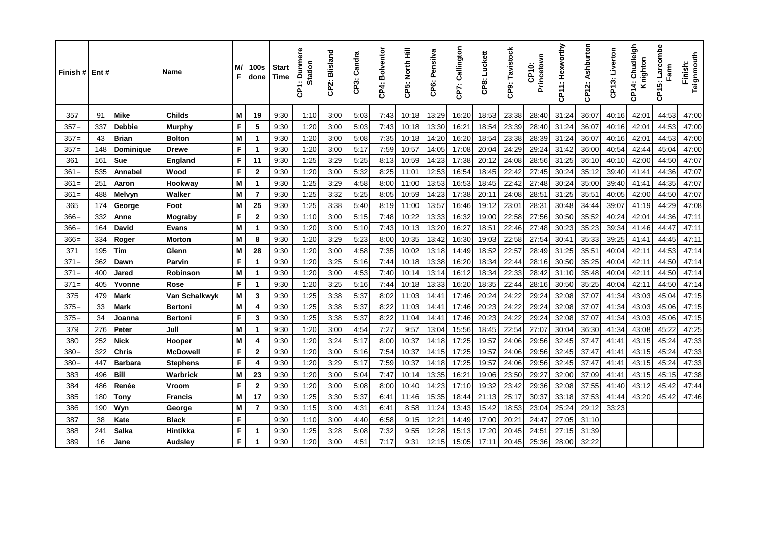| Finish # | Ent # | Name | | M/F | 100s done | Start Time | CP1: Dunmere Station | CP2: Blisland | CP3: Candra | CP4: Bolventor | CP5: North Hill | CP6: Pensilva | CP7: Callington | CP8: Luckett | CP9: Tavistock | CP10: Princetown | CP11: Hexworthy | CP12: Ashburton | CP13: Liverton | CP14: Chudleigh Knighton | CP15: Larcombe Farm | Finish: Teignmouth |
|---|---|---|---|---|---|---|---|---|---|---|---|---|---|---|---|---|---|---|---|---|---|---|
| 357 | 91 | Mike | Childs | M | 19 | 9:30 | 1:10 | 3:00 | 5:03 | 7:43 | 10:18 | 13:29 | 16:20 | 18:53 | 23:38 | 28:40 | 31:24 | 36:07 | 40:16 | 42:01 | 44:53 | 47:00 |
| 357= | 337 | Debbie | Murphy | F | 5 | 9:30 | 1:20 | 3:00 | 5:03 | 7:43 | 10:18 | 13:30 | 16:21 | 18:54 | 23:39 | 28:40 | 31:24 | 36:07 | 40:16 | 42:01 | 44:53 | 47:00 |
| 357= | 43 | Brian | Bolton | M | 1 | 9:30 | 1:20 | 3:00 | 5:08 | 7:35 | 10:18 | 14:20 | 16:20 | 18:54 | 23:38 | 28:39 | 31:24 | 36:07 | 40:16 | 42:01 | 44:53 | 47:00 |
| 357= | 148 | Dominique | Drewe | F | 1 | 9:30 | 1:20 | 3:00 | 5:17 | 7:59 | 10:57 | 14:05 | 17:08 | 20:04 | 24:29 | 29:24 | 31:42 | 36:00 | 40:54 | 42:44 | 45:04 | 47:00 |
| 361 | 161 | Sue | England | F | 11 | 9:30 | 1:25 | 3:29 | 5:25 | 8:13 | 10:59 | 14:23 | 17:38 | 20:12 | 24:08 | 28:56 | 31:25 | 36:10 | 40:10 | 42:00 | 44:50 | 47:07 |
| 361= | 535 | Annabel | Wood | F | 2 | 9:30 | 1:20 | 3:00 | 5:32 | 8:25 | 11:01 | 12:53 | 16:54 | 18:45 | 22:42 | 27:45 | 30:24 | 35:12 | 39:40 | 41:41 | 44:36 | 47:07 |
| 361= | 251 | Aaron | Hookway | M | 1 | 9:30 | 1:25 | 3:29 | 4:58 | 8:00 | 11:00 | 13:53 | 16:53 | 18:45 | 22:42 | 27:48 | 30:24 | 35:00 | 39:40 | 41:41 | 44:35 | 47:07 |
| 361= | 488 | Melvyn | Walker | M | 7 | 9:30 | 1:25 | 3:32 | 5:25 | 8:05 | 10:59 | 14:23 | 17:38 | 20:11 | 24:08 | 28:51 | 31:25 | 35:51 | 40:05 | 42:00 | 44:50 | 47:07 |
| 365 | 174 | George | Foot | M | 25 | 9:30 | 1:25 | 3:38 | 5:40 | 8:19 | 11:00 | 13:57 | 16:46 | 19:12 | 23:01 | 28:31 | 30:48 | 34:44 | 39:07 | 41:19 | 44:29 | 47:08 |
| 366= | 332 | Anne | Mograby | F | 2 | 9:30 | 1:10 | 3:00 | 5:15 | 7:48 | 10:22 | 13:33 | 16:32 | 19:00 | 22:58 | 27:56 | 30:50 | 35:52 | 40:24 | 42:01 | 44:36 | 47:11 |
| 366= | 164 | David | Evans | M | 1 | 9:30 | 1:20 | 3:00 | 5:10 | 7:43 | 10:13 | 13:20 | 16:27 | 18:51 | 22:46 | 27:48 | 30:23 | 35:23 | 39:34 | 41:46 | 44:47 | 47:11 |
| 366= | 334 | Roger | Morton | M | 8 | 9:30 | 1:20 | 3:29 | 5:23 | 8:00 | 10:35 | 13:42 | 16:30 | 19:03 | 22:58 | 27:54 | 30:41 | 35:33 | 39:25 | 41:41 | 44:45 | 47:11 |
| 371 | 195 | Tim | Glenn | M | 28 | 9:30 | 1:20 | 3:00 | 4:58 | 7:35 | 10:02 | 13:18 | 14:49 | 18:52 | 22:57 | 28:49 | 31:25 | 35:51 | 40:04 | 42:11 | 44:53 | 47:14 |
| 371= | 362 | Dawn | Parvin | F | 1 | 9:30 | 1:20 | 3:25 | 5:16 | 7:44 | 10:18 | 13:38 | 16:20 | 18:34 | 22:44 | 28:16 | 30:50 | 35:25 | 40:04 | 42:11 | 44:50 | 47:14 |
| 371= | 400 | Jared | Robinson | M | 1 | 9:30 | 1:20 | 3:00 | 4:53 | 7:40 | 10:14 | 13:14 | 16:12 | 18:34 | 22:33 | 28:42 | 31:10 | 35:48 | 40:04 | 42:11 | 44:50 | 47:14 |
| 371= | 405 | Yvonne | Rose | F | 1 | 9:30 | 1:20 | 3:25 | 5:16 | 7:44 | 10:18 | 13:33 | 16:20 | 18:35 | 22:44 | 28:16 | 30:50 | 35:25 | 40:04 | 42:11 | 44:50 | 47:14 |
| 375 | 479 | Mark | Van Schalkwyk | M | 3 | 9:30 | 1:25 | 3:38 | 5:37 | 8:02 | 11:03 | 14:41 | 17:46 | 20:24 | 24:22 | 29:24 | 32:08 | 37:07 | 41:34 | 43:03 | 45:04 | 47:15 |
| 375= | 33 | Mark | Bertoni | M | 4 | 9:30 | 1:25 | 3:38 | 5:37 | 8:22 | 11:03 | 14:41 | 17:46 | 20:23 | 24:22 | 29:24 | 32:08 | 37:07 | 41:34 | 43:03 | 45:06 | 47:15 |
| 375= | 34 | Joanna | Bertoni | F | 3 | 9:30 | 1:25 | 3:38 | 5:37 | 8:22 | 11:04 | 14:41 | 17:46 | 20:23 | 24:22 | 29:24 | 32:08 | 37:07 | 41:34 | 43:03 | 45:06 | 47:15 |
| 379 | 276 | Peter | Jull | M | 1 | 9:30 | 1:20 | 3:00 | 4:54 | 7:27 | 9:57 | 13:04 | 15:56 | 18:45 | 22:54 | 27:07 | 30:04 | 36:30 | 41:34 | 43:08 | 45:22 | 47:25 |
| 380 | 252 | Nick | Hooper | M | 4 | 9:30 | 1:20 | 3:24 | 5:17 | 8:00 | 10:37 | 14:18 | 17:25 | 19:57 | 24:06 | 29:56 | 32:45 | 37:47 | 41:41 | 43:15 | 45:24 | 47:33 |
| 380= | 322 | Chris | McDowell | F | 2 | 9:30 | 1:20 | 3:00 | 5:16 | 7:54 | 10:37 | 14:15 | 17:25 | 19:57 | 24:06 | 29:56 | 32:45 | 37:47 | 41:41 | 43:15 | 45:24 | 47:33 |
| 380= | 447 | Barbara | Stephens | F | 4 | 9:30 | 1:20 | 3:29 | 5:17 | 7:59 | 10:37 | 14:18 | 17:25 | 19:57 | 24:06 | 29:56 | 32:45 | 37:47 | 41:41 | 43:15 | 45:24 | 47:33 |
| 383 | 496 | Bill | Warbrick | M | 23 | 9:30 | 1:20 | 3:00 | 5:04 | 7:47 | 10:14 | 13:35 | 16:21 | 19:06 | 23:50 | 29:27 | 32:00 | 37:09 | 41:41 | 43:15 | 45:15 | 47:38 |
| 384 | 486 | Renée | Vroom | F | 2 | 9:30 | 1:20 | 3:00 | 5:08 | 8:00 | 10:40 | 14:23 | 17:10 | 19:32 | 23:42 | 29:36 | 32:08 | 37:55 | 41:40 | 43:12 | 45:42 | 47:44 |
| 385 | 180 | Tony | Francis | M | 17 | 9:30 | 1:25 | 3:30 | 5:37 | 6:41 | 11:46 | 15:35 | 18:44 | 21:13 | 25:17 | 30:37 | 33:18 | 37:53 | 41:44 | 43:20 | 45:42 | 47:46 |
| 386 | 190 | Wyn | George | M | 7 | 9:30 | 1:15 | 3:00 | 4:31 | 6:41 | 8:58 | 11:24 | 13:43 | 15:42 | 18:53 | 23:04 | 25:24 | 29:12 | 33:23 | | | |
| 387 | 38 | Kate | Black | F | | 9:30 | 1:10 | 3:00 | 4:40 | 6:58 | 9:15 | 12:21 | 14:49 | 17:00 | 20:21 | 24:47 | 27:05 | 31:10 | | | | |
| 388 | 241 | Salka | Hintikka | F | 1 | 9:30 | 1:25 | 3:28 | 5:08 | 7:32 | 9:55 | 12:28 | 15:13 | 17:20 | 20:45 | 24:51 | 27:15 | 31:39 | | | | |
| 389 | 16 | Jane | Audsley | F | 1 | 9:30 | 1:20 | 3:00 | 4:51 | 7:17 | 9:31 | 12:15 | 15:05 | 17:11 | 20:45 | 25:36 | 28:00 | 32:22 | | | | |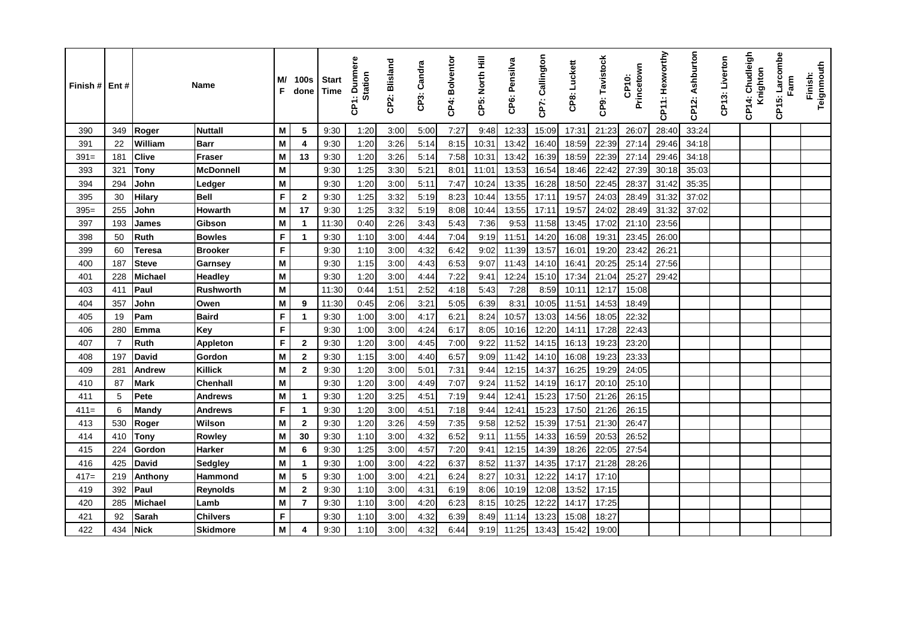| Finish # | Ent # | Name | | M/F | 100s done | Start Time | CP1: Dunmere Station | CP2: Blisland | CP3: Candra | CP4: Bolventor | CP5: North Hill | CP6: Pensilva | CP7: Callington | CP8: Luckett | CP9: Tavistock | CP10: Princetown | CP11: Hexworthy | CP12: Ashburton | CP13: Liverton | CP14: Chudleigh Knighton | CP15: Larcombe Farm | Finish: Teignmouth |
|---|---|---|---|---|---|---|---|---|---|---|---|---|---|---|---|---|---|---|---|---|---|---|
| 390 | 349 | Roger | Nuttall | M | 5 | 9:30 | 1:20 | 3:00 | 5:00 | 7:27 | 9:48 | 12:33 | 15:09 | 17:31 | 21:23 | 26:07 | 28:40 | 33:24 | | | | |
| 391 | 22 | William | Barr | M | 4 | 9:30 | 1:20 | 3:26 | 5:14 | 8:15 | 10:31 | 13:42 | 16:40 | 18:59 | 22:39 | 27:14 | 29:46 | 34:18 | | | | |
| 391= | 181 | Clive | Fraser | M | 13 | 9:30 | 1:20 | 3:26 | 5:14 | 7:58 | 10:31 | 13:42 | 16:39 | 18:59 | 22:39 | 27:14 | 29:46 | 34:18 | | | | |
| 393 | 321 | Tony | McDonnell | M | | 9:30 | 1:25 | 3:30 | 5:21 | 8:01 | 11:01 | 13:53 | 16:54 | 18:46 | 22:42 | 27:39 | 30:18 | 35:03 | | | | |
| 394 | 294 | John | Ledger | M | | 9:30 | 1:20 | 3:00 | 5:11 | 7:47 | 10:24 | 13:35 | 16:28 | 18:50 | 22:45 | 28:37 | 31:42 | 35:35 | | | | |
| 395 | 30 | Hilary | Bell | F | 2 | 9:30 | 1:25 | 3:32 | 5:19 | 8:23 | 10:44 | 13:55 | 17:11 | 19:57 | 24:03 | 28:49 | 31:32 | 37:02 | | | | |
| 395= | 255 | John | Howarth | M | 17 | 9:30 | 1:25 | 3:32 | 5:19 | 8:08 | 10:44 | 13:55 | 17:11 | 19:57 | 24:02 | 28:49 | 31:32 | 37:02 | | | | |
| 397 | 193 | James | Gibson | M | 1 | 11:30 | 0:40 | 2:26 | 3:43 | 5:43 | 7:36 | 9:53 | 11:58 | 13:45 | 17:02 | 21:10 | 23:56 | | | | | |
| 398 | 50 | Ruth | Bowles | F | 1 | 9:30 | 1:10 | 3:00 | 4:44 | 7:04 | 9:19 | 11:51 | 14:20 | 16:08 | 19:31 | 23:45 | 26:00 | | | | | |
| 399 | 60 | Teresa | Brooker | F | | 9:30 | 1:10 | 3:00 | 4:32 | 6:42 | 9:02 | 11:39 | 13:57 | 16:01 | 19:20 | 23:42 | 26:21 | | | | | |
| 400 | 187 | Steve | Garnsey | M | | 9:30 | 1:15 | 3:00 | 4:43 | 6:53 | 9:07 | 11:43 | 14:10 | 16:41 | 20:25 | 25:14 | 27:56 | | | | | |
| 401 | 228 | Michael | Headley | M | | 9:30 | 1:20 | 3:00 | 4:44 | 7:22 | 9:41 | 12:24 | 15:10 | 17:34 | 21:04 | 25:27 | 29:42 | | | | | |
| 403 | 411 | Paul | Rushworth | M | | 11:30 | 0:44 | 1:51 | 2:52 | 4:18 | 5:43 | 7:28 | 8:59 | 10:11 | 12:17 | 15:08 | | | | | | |
| 404 | 357 | John | Owen | M | 9 | 11:30 | 0:45 | 2:06 | 3:21 | 5:05 | 6:39 | 8:31 | 10:05 | 11:51 | 14:53 | 18:49 | | | | | | |
| 405 | 19 | Pam | Baird | F | 1 | 9:30 | 1:00 | 3:00 | 4:17 | 6:21 | 8:24 | 10:57 | 13:03 | 14:56 | 18:05 | 22:32 | | | | | | |
| 406 | 280 | Emma | Key | F | | 9:30 | 1:00 | 3:00 | 4:24 | 6:17 | 8:05 | 10:16 | 12:20 | 14:11 | 17:28 | 22:43 | | | | | | |
| 407 | 7 | Ruth | Appleton | F | 2 | 9:30 | 1:20 | 3:00 | 4:45 | 7:00 | 9:22 | 11:52 | 14:15 | 16:13 | 19:23 | 23:20 | | | | | | |
| 408 | 197 | David | Gordon | M | 2 | 9:30 | 1:15 | 3:00 | 4:40 | 6:57 | 9:09 | 11:42 | 14:10 | 16:08 | 19:23 | 23:33 | | | | | | |
| 409 | 281 | Andrew | Killick | M | 2 | 9:30 | 1:20 | 3:00 | 5:01 | 7:31 | 9:44 | 12:15 | 14:37 | 16:25 | 19:29 | 24:05 | | | | | | |
| 410 | 87 | Mark | Chenhall | M | | 9:30 | 1:20 | 3:00 | 4:49 | 7:07 | 9:24 | 11:52 | 14:19 | 16:17 | 20:10 | 25:10 | | | | | | |
| 411 | 5 | Pete | Andrews | M | 1 | 9:30 | 1:20 | 3:25 | 4:51 | 7:19 | 9:44 | 12:41 | 15:23 | 17:50 | 21:26 | 26:15 | | | | | | |
| 411= | 6 | Mandy | Andrews | F | 1 | 9:30 | 1:20 | 3:00 | 4:51 | 7:18 | 9:44 | 12:41 | 15:23 | 17:50 | 21:26 | 26:15 | | | | | | |
| 413 | 530 | Roger | Wilson | M | 2 | 9:30 | 1:20 | 3:26 | 4:59 | 7:35 | 9:58 | 12:52 | 15:39 | 17:51 | 21:30 | 26:47 | | | | | | |
| 414 | 410 | Tony | Rowley | M | 30 | 9:30 | 1:10 | 3:00 | 4:32 | 6:52 | 9:11 | 11:55 | 14:33 | 16:59 | 20:53 | 26:52 | | | | | | |
| 415 | 224 | Gordon | Harker | M | 6 | 9:30 | 1:25 | 3:00 | 4:57 | 7:20 | 9:41 | 12:15 | 14:39 | 18:26 | 22:05 | 27:54 | | | | | | |
| 416 | 425 | David | Sedgley | M | 1 | 9:30 | 1:00 | 3:00 | 4:22 | 6:37 | 8:52 | 11:37 | 14:35 | 17:17 | 21:28 | 28:26 | | | | | | |
| 417= | 219 | Anthony | Hammond | M | 5 | 9:30 | 1:00 | 3:00 | 4:21 | 6:24 | 8:27 | 10:31 | 12:22 | 14:17 | 17:10 | | | | | | | |
| 419 | 392 | Paul | Reynolds | M | 2 | 9:30 | 1:10 | 3:00 | 4:31 | 6:19 | 8:06 | 10:19 | 12:08 | 13:52 | 17:15 | | | | | | | |
| 420 | 285 | Michael | Lamb | M | 7 | 9:30 | 1:10 | 3:00 | 4:20 | 6:23 | 8:15 | 10:25 | 12:22 | 14:17 | 17:25 | | | | | | | |
| 421 | 92 | Sarah | Chilvers | F | | 9:30 | 1:10 | 3:00 | 4:32 | 6:39 | 8:49 | 11:14 | 13:23 | 15:08 | 18:27 | | | | | | | |
| 422 | 434 | Nick | Skidmore | M | 4 | 9:30 | 1:10 | 3:00 | 4:32 | 6:44 | 9:19 | 11:25 | 13:43 | 15:42 | 19:00 | | | | | | | |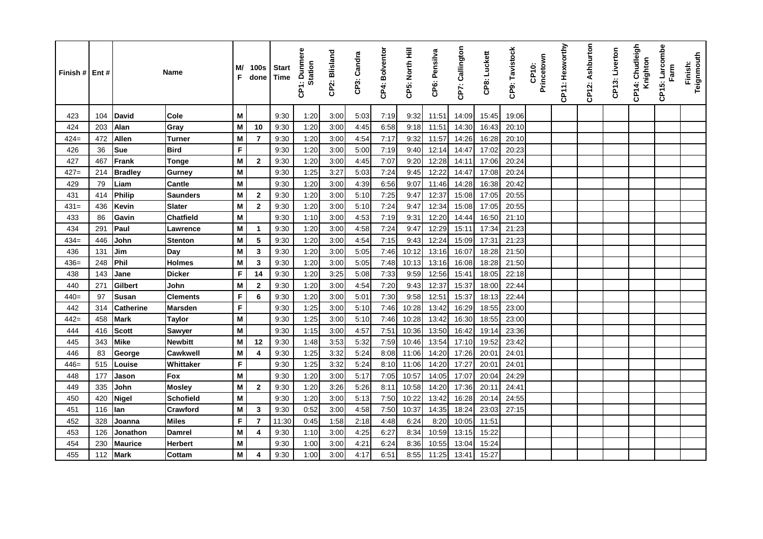| Finish # | Ent # | Name | | M/F | 100s done | Start Time | CP1: Dunmere Station | CP2: Blisland | CP3: Candra | CP4: Bolventor | CP5: North Hill | CP6: Pensilva | CP7: Callington | CP8: Luckett | CP9: Tavistock | CP10: Princetown | CP11: Hexworthy | CP12: Ashburton | CP13: Liverton | CP14: Chudleigh Knighton | CP15: Larcombe Farm | Finish: Teignmouth |
|---|---|---|---|---|---|---|---|---|---|---|---|---|---|---|---|---|---|---|---|---|---|---|
| 423 | 104 | David | Cole | M | | 9:30 | 1:20 | 3:00 | 5:03 | 7:19 | 9:32 | 11:51 | 14:09 | 15:45 | 19:06 | | | | | | | |
| 424 | 203 | Alan | Gray | M | 10 | 9:30 | 1:20 | 3:00 | 4:45 | 6:58 | 9:18 | 11:51 | 14:30 | 16:43 | 20:10 | | | | | | | |
| 424= | 472 | Allen | Turner | M | 7 | 9:30 | 1:20 | 3:00 | 4:54 | 7:17 | 9:32 | 11:57 | 14:26 | 16:28 | 20:10 | | | | | | | |
| 426 | 36 | Sue | Bird | F | | 9:30 | 1:20 | 3:00 | 5:00 | 7:19 | 9:40 | 12:14 | 14:47 | 17:02 | 20:23 | | | | | | | |
| 427 | 467 | Frank | Tonge | M | 2 | 9:30 | 1:20 | 3:00 | 4:45 | 7:07 | 9:20 | 12:28 | 14:11 | 17:06 | 20:24 | | | | | | | |
| 427= | 214 | Bradley | Gurney | M | | 9:30 | 1:25 | 3:27 | 5:03 | 7:24 | 9:45 | 12:22 | 14:47 | 17:08 | 20:24 | | | | | | | |
| 429 | 79 | Liam | Cantle | M | | 9:30 | 1:20 | 3:00 | 4:39 | 6:56 | 9:07 | 11:46 | 14:28 | 16:38 | 20:42 | | | | | | | |
| 431 | 414 | Philip | Saunders | M | 2 | 9:30 | 1:20 | 3:00 | 5:10 | 7:25 | 9:47 | 12:37 | 15:08 | 17:05 | 20:55 | | | | | | | |
| 431= | 436 | Kevin | Slater | M | 2 | 9:30 | 1:20 | 3:00 | 5:10 | 7:24 | 9:47 | 12:34 | 15:08 | 17:05 | 20:55 | | | | | | | |
| 433 | 86 | Gavin | Chatfield | M | | 9:30 | 1:10 | 3:00 | 4:53 | 7:19 | 9:31 | 12:20 | 14:44 | 16:50 | 21:10 | | | | | | | |
| 434 | 291 | Paul | Lawrence | M | 1 | 9:30 | 1:20 | 3:00 | 4:58 | 7:24 | 9:47 | 12:29 | 15:11 | 17:34 | 21:23 | | | | | | | |
| 434= | 446 | John | Stenton | M | 5 | 9:30 | 1:20 | 3:00 | 4:54 | 7:15 | 9:43 | 12:24 | 15:09 | 17:31 | 21:23 | | | | | | | |
| 436 | 131 | Jim | Day | M | 3 | 9:30 | 1:20 | 3:00 | 5:05 | 7:46 | 10:12 | 13:16 | 16:07 | 18:28 | 21:50 | | | | | | | |
| 436= | 248 | Phil | Holmes | M | 3 | 9:30 | 1:20 | 3:00 | 5:05 | 7:48 | 10:13 | 13:16 | 16:08 | 18:28 | 21:50 | | | | | | | |
| 438 | 143 | Jane | Dicker | F | 14 | 9:30 | 1:20 | 3:25 | 5:08 | 7:33 | 9:59 | 12:56 | 15:41 | 18:05 | 22:18 | | | | | | | |
| 440 | 271 | Gilbert | John | M | 2 | 9:30 | 1:20 | 3:00 | 4:54 | 7:20 | 9:43 | 12:37 | 15:37 | 18:00 | 22:44 | | | | | | | |
| 440= | 97 | Susan | Clements | F | 6 | 9:30 | 1:20 | 3:00 | 5:01 | 7:30 | 9:58 | 12:51 | 15:37 | 18:13 | 22:44 | | | | | | | |
| 442 | 314 | Catherine | Marsden | F | | 9:30 | 1:25 | 3:00 | 5:10 | 7:46 | 10:28 | 13:42 | 16:29 | 18:55 | 23:00 | | | | | | | |
| 442= | 458 | Mark | Taylor | M | | 9:30 | 1:25 | 3:00 | 5:10 | 7:46 | 10:28 | 13:42 | 16:30 | 18:55 | 23:00 | | | | | | | |
| 444 | 416 | Scott | Sawyer | M | | 9:30 | 1:15 | 3:00 | 4:57 | 7:51 | 10:36 | 13:50 | 16:42 | 19:14 | 23:36 | | | | | | | |
| 445 | 343 | Mike | Newbitt | M | 12 | 9:30 | 1:48 | 3:53 | 5:32 | 7:59 | 10:46 | 13:54 | 17:10 | 19:52 | 23:42 | | | | | | | |
| 446 | 83 | George | Cawkwell | M | 4 | 9:30 | 1:25 | 3:32 | 5:24 | 8:08 | 11:06 | 14:20 | 17:26 | 20:01 | 24:01 | | | | | | | |
| 446= | 515 | Louise | Whittaker | F | | 9:30 | 1:25 | 3:32 | 5:24 | 8:10 | 11:06 | 14:20 | 17:27 | 20:01 | 24:01 | | | | | | | |
| 448 | 177 | Jason | Fox | M | | 9:30 | 1:20 | 3:00 | 5:17 | 7:05 | 10:57 | 14:05 | 17:07 | 20:04 | 24:29 | | | | | | | |
| 449 | 335 | John | Mosley | M | 2 | 9:30 | 1:20 | 3:26 | 5:26 | 8:11 | 10:58 | 14:20 | 17:36 | 20:11 | 24:41 | | | | | | | |
| 450 | 420 | Nigel | Schofield | M | | 9:30 | 1:20 | 3:00 | 5:13 | 7:50 | 10:22 | 13:42 | 16:28 | 20:14 | 24:55 | | | | | | | |
| 451 | 116 | Ian | Crawford | M | 3 | 9:30 | 0:52 | 3:00 | 4:58 | 7:50 | 10:37 | 14:35 | 18:24 | 23:03 | 27:15 | | | | | | | |
| 452 | 328 | Joanna | Miles | F | 7 | 11:30 | 0:45 | 1:58 | 2:18 | 4:48 | 6:24 | 8:20 | 10:05 | 11:51 | | | | | | | | |
| 453 | 126 | Jonathon | Damrel | M | 4 | 9:30 | 1:10 | 3:00 | 4:25 | 6:27 | 8:34 | 10:59 | 13:15 | 15:22 | | | | | | | | |
| 454 | 230 | Maurice | Herbert | M | | 9:30 | 1:00 | 3:00 | 4:21 | 6:24 | 8:36 | 10:55 | 13:04 | 15:24 | | | | | | | | |
| 455 | 112 | Mark | Cottam | M | 4 | 9:30 | 1:00 | 3:00 | 4:17 | 6:51 | 8:55 | 11:25 | 13:41 | 15:27 | | | | | | | | |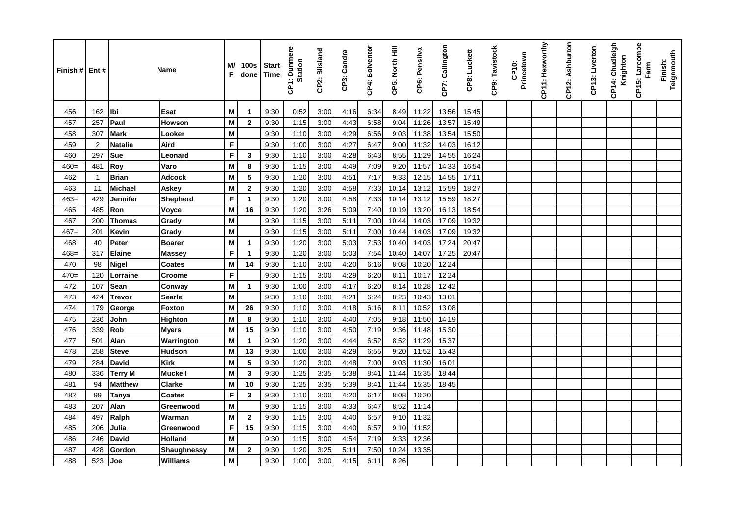| Finish # | Ent # | Name | | M/F | 100s done | Start Time | CP1: Dunmere Station | CP2: Blisland | CP3: Candra | CP4: Bolventor | CP5: North Hill | CP6: Pensilva | CP7: Callington | CP8: Luckett | CP9: Tavistock | CP10: Princetown | CP11: Hexworthy | CP12: Ashburton | CP13: Liverton | CP14: Chudleigh Knighton | CP15: Larcombe Farm | Finish: Teignmouth |
|---|---|---|---|---|---|---|---|---|---|---|---|---|---|---|---|---|---|---|---|---|---|---|
| 456 | 162 | Ibi | Esat | M | 1 | 9:30 | 0:52 | 3:00 | 4:16 | 6:34 | 8:49 | 11:22 | 13:56 | 15:45 | | | | | | | | |
| 457 | 257 | Paul | Howson | M | 2 | 9:30 | 1:15 | 3:00 | 4:43 | 6:58 | 9:04 | 11:26 | 13:57 | 15:49 | | | | | | | | |
| 458 | 307 | Mark | Looker | M | | 9:30 | 1:10 | 3:00 | 4:29 | 6:56 | 9:03 | 11:38 | 13:54 | 15:50 | | | | | | | | |
| 459 | 2 | Natalie | Aird | F | | 9:30 | 1:00 | 3:00 | 4:27 | 6:47 | 9:00 | 11:32 | 14:03 | 16:12 | | | | | | | | |
| 460 | 297 | Sue | Leonard | F | 3 | 9:30 | 1:10 | 3:00 | 4:28 | 6:43 | 8:55 | 11:29 | 14:55 | 16:24 | | | | | | | | |
| 460= | 481 | Roy | Varo | M | 8 | 9:30 | 1:15 | 3:00 | 4:49 | 7:09 | 9:20 | 11:57 | 14:33 | 16:54 | | | | | | | | |
| 462 | 1 | Brian | Adcock | M | 5 | 9:30 | 1:20 | 3:00 | 4:51 | 7:17 | 9:33 | 12:15 | 14:55 | 17:11 | | | | | | | | |
| 463 | 11 | Michael | Askey | M | 2 | 9:30 | 1:20 | 3:00 | 4:58 | 7:33 | 10:14 | 13:12 | 15:59 | 18:27 | | | | | | | | |
| 463= | 429 | Jennifer | Shepherd | F | 1 | 9:30 | 1:20 | 3:00 | 4:58 | 7:33 | 10:14 | 13:12 | 15:59 | 18:27 | | | | | | | | |
| 465 | 485 | Ron | Voyce | M | 16 | 9:30 | 1:20 | 3:26 | 5:09 | 7:40 | 10:19 | 13:20 | 16:13 | 18:54 | | | | | | | | |
| 467 | 200 | Thomas | Grady | M | | 9:30 | 1:15 | 3:00 | 5:11 | 7:00 | 10:44 | 14:03 | 17:09 | 19:32 | | | | | | | | |
| 467= | 201 | Kevin | Grady | M | | 9:30 | 1:15 | 3:00 | 5:11 | 7:00 | 10:44 | 14:03 | 17:09 | 19:32 | | | | | | | | |
| 468 | 40 | Peter | Boarer | M | 1 | 9:30 | 1:20 | 3:00 | 5:03 | 7:53 | 10:40 | 14:03 | 17:24 | 20:47 | | | | | | | | |
| 468= | 317 | Elaine | Massey | F | 1 | 9:30 | 1:20 | 3:00 | 5:03 | 7:54 | 10:40 | 14:07 | 17:25 | 20:47 | | | | | | | | |
| 470 | 98 | Nigel | Coates | M | 14 | 9:30 | 1:10 | 3:00 | 4:20 | 6:16 | 8:08 | 10:20 | 12:24 | | | | | | | | | |
| 470= | 120 | Lorraine | Croome | F | | 9:30 | 1:15 | 3:00 | 4:29 | 6:20 | 8:11 | 10:17 | 12:24 | | | | | | | | | |
| 472 | 107 | Sean | Conway | M | 1 | 9:30 | 1:00 | 3:00 | 4:17 | 6:20 | 8:14 | 10:28 | 12:42 | | | | | | | | | |
| 473 | 424 | Trevor | Searle | M | | 9:30 | 1:10 | 3:00 | 4:21 | 6:24 | 8:23 | 10:43 | 13:01 | | | | | | | | | |
| 474 | 179 | George | Foxton | M | 26 | 9:30 | 1:10 | 3:00 | 4:18 | 6:16 | 8:11 | 10:52 | 13:08 | | | | | | | | | |
| 475 | 236 | John | Highton | M | 8 | 9:30 | 1:10 | 3:00 | 4:40 | 7:05 | 9:18 | 11:50 | 14:19 | | | | | | | | | |
| 476 | 339 | Rob | Myers | M | 15 | 9:30 | 1:10 | 3:00 | 4:50 | 7:19 | 9:36 | 11:48 | 15:30 | | | | | | | | | |
| 477 | 501 | Alan | Warrington | M | 1 | 9:30 | 1:20 | 3:00 | 4:44 | 6:52 | 8:52 | 11:29 | 15:37 | | | | | | | | | |
| 478 | 258 | Steve | Hudson | M | 13 | 9:30 | 1:00 | 3:00 | 4:29 | 6:55 | 9:20 | 11:52 | 15:43 | | | | | | | | | |
| 479 | 284 | David | Kirk | M | 5 | 9:30 | 1:20 | 3:00 | 4:48 | 7:00 | 9:03 | 11:30 | 16:01 | | | | | | | | | |
| 480 | 336 | Terry M | Muckell | M | 3 | 9:30 | 1:25 | 3:35 | 5:38 | 8:41 | 11:44 | 15:35 | 18:44 | | | | | | | | | |
| 481 | 94 | Matthew | Clarke | M | 10 | 9:30 | 1:25 | 3:35 | 5:39 | 8:41 | 11:44 | 15:35 | 18:45 | | | | | | | | | |
| 482 | 99 | Tanya | Coates | F | 3 | 9:30 | 1:10 | 3:00 | 4:20 | 6:17 | 8:08 | 10:20 | | | | | | | | | | |
| 483 | 207 | Alan | Greenwood | M | | 9:30 | 1:15 | 3:00 | 4:33 | 6:47 | 8:52 | 11:14 | | | | | | | | | | |
| 484 | 497 | Ralph | Warman | M | 2 | 9:30 | 1:15 | 3:00 | 4:40 | 6:57 | 9:10 | 11:32 | | | | | | | | | | |
| 485 | 206 | Julia | Greenwood | F | 15 | 9:30 | 1:15 | 3:00 | 4:40 | 6:57 | 9:10 | 11:52 | | | | | | | | | | |
| 486 | 246 | David | Holland | M | | 9:30 | 1:15 | 3:00 | 4:54 | 7:19 | 9:33 | 12:36 | | | | | | | | | | |
| 487 | 428 | Gordon | Shaughnessy | M | 2 | 9:30 | 1:20 | 3:25 | 5:11 | 7:50 | 10:24 | 13:35 | | | | | | | | | | |
| 488 | 523 | Joe | Williams | M | | 9:30 | 1:00 | 3:00 | 4:15 | 6:11 | 8:26 | | | | | | | | | | | |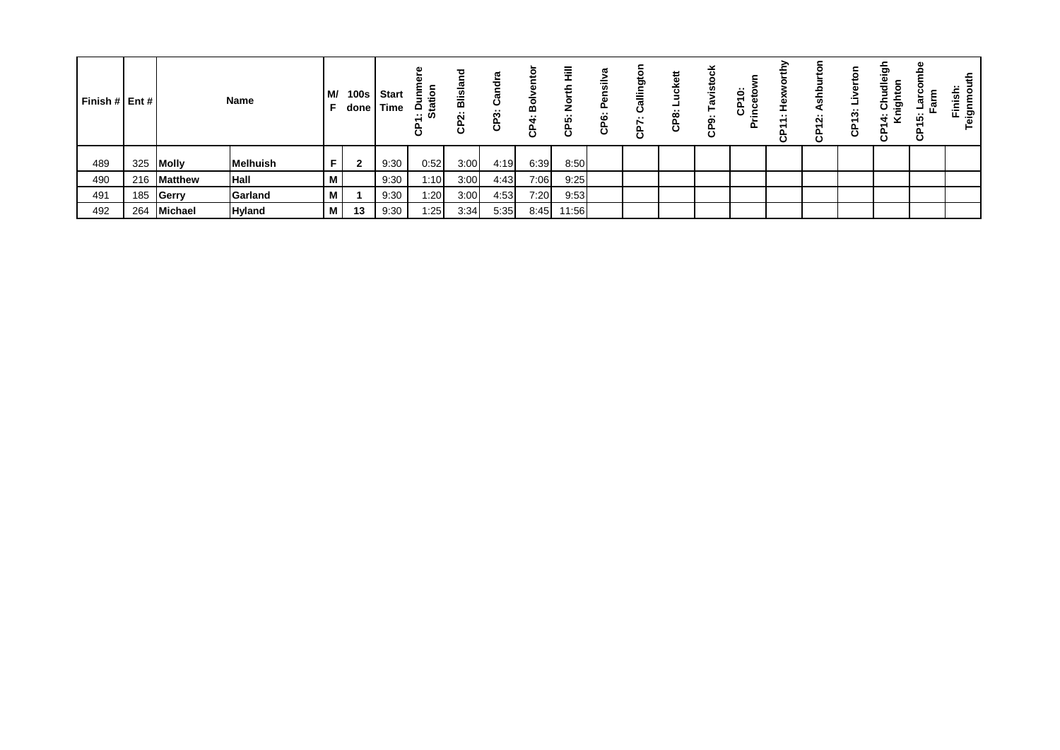| Finish # | Ent # | Name | | M/F | 100s done | Start Time | CP1: Dunmere Station | CP2: Blisland | CP3: Candra | CP4: Bolventor | CP5: North Hill | CP6: Pensilva | CP7: Callington | CP8: Luckett | CP9: Tavistock | CP10: Princetown | CP11: Hexworthy | CP12: Ashburton | CP13: Liverton | CP14: Chudleigh Knighton | CP15: Larcombe Farm | Finish: Teignmouth |
|---|---|---|---|---|---|---|---|---|---|---|---|---|---|---|---|---|---|---|---|---|---|---|
| 489 | 325 | **Molly** | **Melhuish** | **F** | **2** | 9:30 | 0:52 | 3:00 | 4:19 | 6:39 | 8:50 | | | | | | | | | | | |
| 490 | 216 | **Matthew** | **Hall** | **M** | | 9:30 | 1:10 | 3:00 | 4:43 | 7:06 | 9:25 | | | | | | | | | | | |
| 491 | 185 | **Gerry** | **Garland** | **M** | **1** | 9:30 | 1:20 | 3:00 | 4:53 | 7:20 | 9:53 | | | | | | | | | | | |
| 492 | 264 | **Michael** | **Hyland** | **M** | **13** | 9:30 | 1:25 | 3:34 | 5:35 | 8:45 | 11:56 | | | | | | | | | | | |